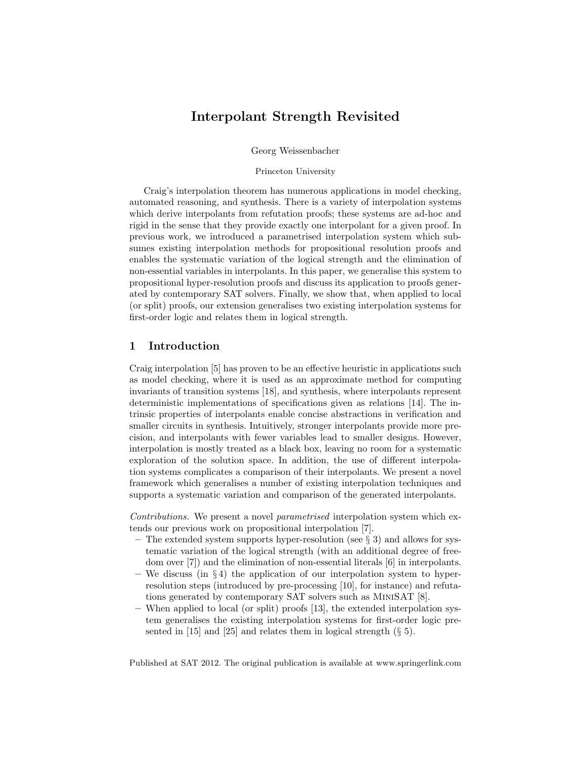# Interpolant Strength Revisited

Georg Weissenbacher

Princeton University

Craig's interpolation theorem has numerous applications in model checking, automated reasoning, and synthesis. There is a variety of interpolation systems which derive interpolants from refutation proofs; these systems are ad-hoc and rigid in the sense that they provide exactly one interpolant for a given proof. In previous work, we introduced a parametrised interpolation system which subsumes existing interpolation methods for propositional resolution proofs and enables the systematic variation of the logical strength and the elimination of non-essential variables in interpolants. In this paper, we generalise this system to propositional hyper-resolution proofs and discuss its application to proofs generated by contemporary SAT solvers. Finally, we show that, when applied to local (or split) proofs, our extension generalises two existing interpolation systems for first-order logic and relates them in logical strength.

## 1 Introduction

Craig interpolation [5] has proven to be an effective heuristic in applications such as model checking, where it is used as an approximate method for computing invariants of transition systems [18], and synthesis, where interpolants represent deterministic implementations of specifications given as relations [14]. The intrinsic properties of interpolants enable concise abstractions in verification and smaller circuits in synthesis. Intuitively, stronger interpolants provide more precision, and interpolants with fewer variables lead to smaller designs. However, interpolation is mostly treated as a black box, leaving no room for a systematic exploration of the solution space. In addition, the use of different interpolation systems complicates a comparison of their interpolants. We present a novel framework which generalises a number of existing interpolation techniques and supports a systematic variation and comparison of the generated interpolants.

*Contributions.* We present a novel *parametrised* interpolation system which extends our previous work on propositional interpolation [7].

- The extended system supports hyper-resolution (see § 3) and allows for systematic variation of the logical strength (with an additional degree of freedom over [7]) and the elimination of non-essential literals [6] in interpolants.
- We discuss (in § 4) the application of our interpolation system to hyper-resolution steps (introduced by pre-processing [10], for instance) and refutations generated by contemporary SAT solvers such as MiniSAT [8].
- When applied to local (or split) proofs [13], the extended interpolation system generalises the existing interpolation systems for first-order logic presented in [15] and [25] and relates them in logical strength (§ 5).

Published at SAT 2012. The original publication is available at www.springerlink.com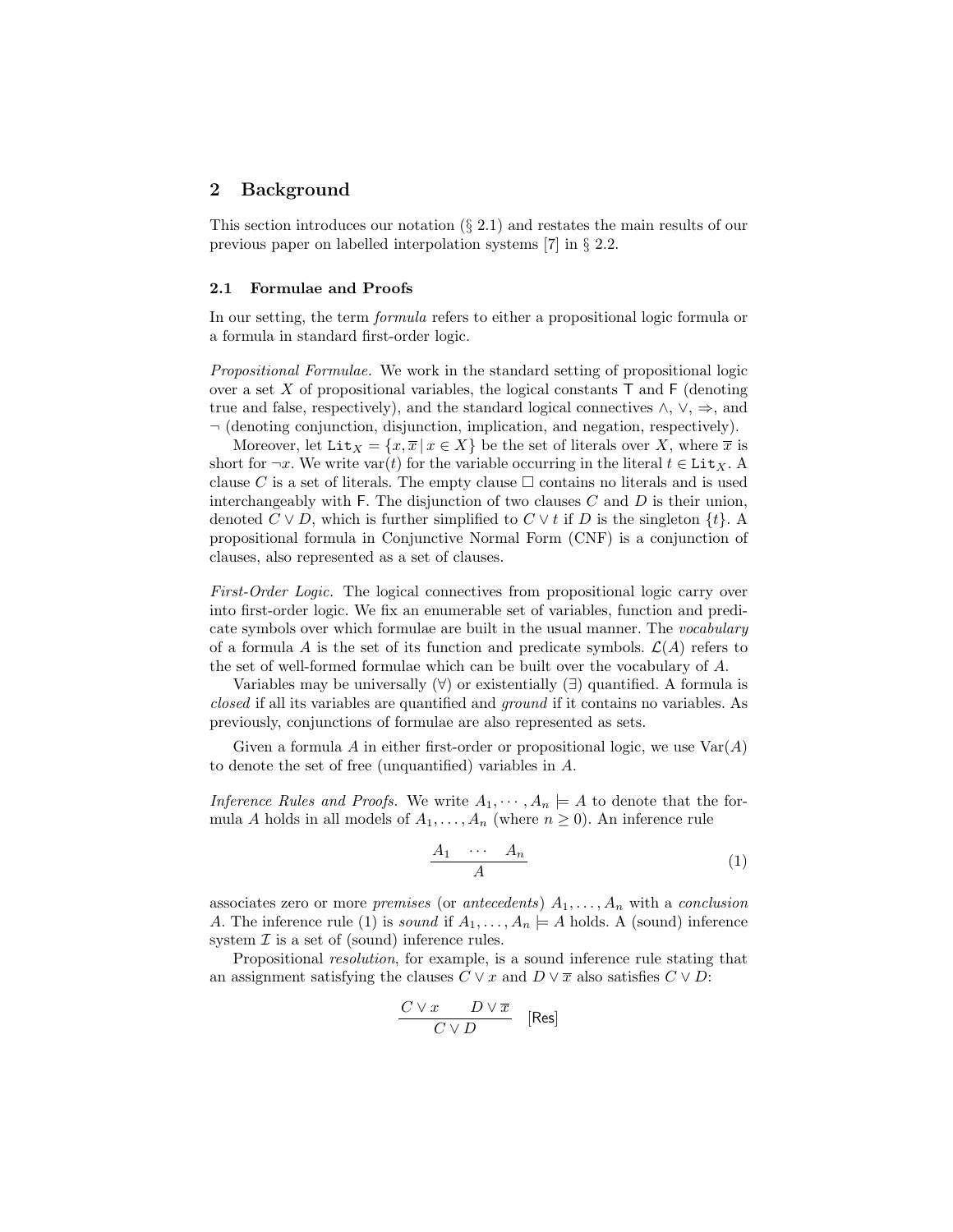## 2 Background

This section introduces our notation (§ 2.1) and restates the main results of our previous paper on labelled interpolation systems [7] in § 2.2.

### 2.1 Formulae and Proofs

In our setting, the term *formula* refers to either a propositional logic formula or a formula in standard first-order logic.

*Propositional Formulae.* We work in the standard setting of propositional logic over a set $X$ of propositional variables, the logical constants $\mathsf{T}$ and $\mathsf{F}$ (denoting true and false, respectively), and the standard logical connectives $\wedge$, $\vee$, $\Rightarrow$, and $\neg$ (denoting conjunction, disjunction, implication, and negation, respectively).

Moreover, let $\mathtt{Lit}_X = \{x, \overline{x} \,|\, x \in X\}$ be the set of literals over $X$, where $\overline{x}$ is short for $\neg x$. We write $\mathrm{var}(t)$ for the variable occurring in the literal $t \in \mathtt{Lit}_X$. A clause $C$ is a set of literals. The empty clause $\Box$ contains no literals and is used interchangeably with $\mathsf{F}$. The disjunction of two clauses $C$ and $D$ is their union, denoted $C \vee D$, which is further simplified to $C \vee t$ if $D$ is the singleton $\{t\}$. A propositional formula in Conjunctive Normal Form (CNF) is a conjunction of clauses, also represented as a set of clauses.

*First-Order Logic.* The logical connectives from propositional logic carry over into first-order logic. We fix an enumerable set of variables, function and predicate symbols over which formulae are built in the usual manner. The *vocabulary* of a formula $A$ is the set of its function and predicate symbols. $\mathcal{L}(A)$ refers to the set of well-formed formulae which can be built over the vocabulary of $A$.

Variables may be universally ($\forall$) or existentially ($\exists$) quantified. A formula is *closed* if all its variables are quantified and *ground* if it contains no variables. As previously, conjunctions of formulae are also represented as sets.

Given a formula $A$ in either first-order or propositional logic, we use $\mathrm{Var}(A)$ to denote the set of free (unquantified) variables in $A$.

*Inference Rules and Proofs.* We write $A_1, \cdots, A_n \models A$ to denote that the formula $A$ holds in all models of $A_1, \ldots, A_n$ (where $n \geq 0$). An inference rule

$$\frac{A_1 \quad \cdots \quad A_n}{A} \tag{1}$$

associates zero or more *premises* (or *antecedents*) $A_1, \ldots, A_n$ with a *conclusion* $A$. The inference rule (1) is *sound* if $A_1, \ldots, A_n \models A$ holds. A (sound) inference system $\mathcal{I}$ is a set of (sound) inference rules.

Propositional *resolution*, for example, is a sound inference rule stating that an assignment satisfying the clauses $C \vee x$ and $D \vee \overline{x}$ also satisfies $C \vee D$:

$$\frac{C \vee x \qquad D \vee \overline{x}}{C \vee D} \quad [\mathsf{Res}]$$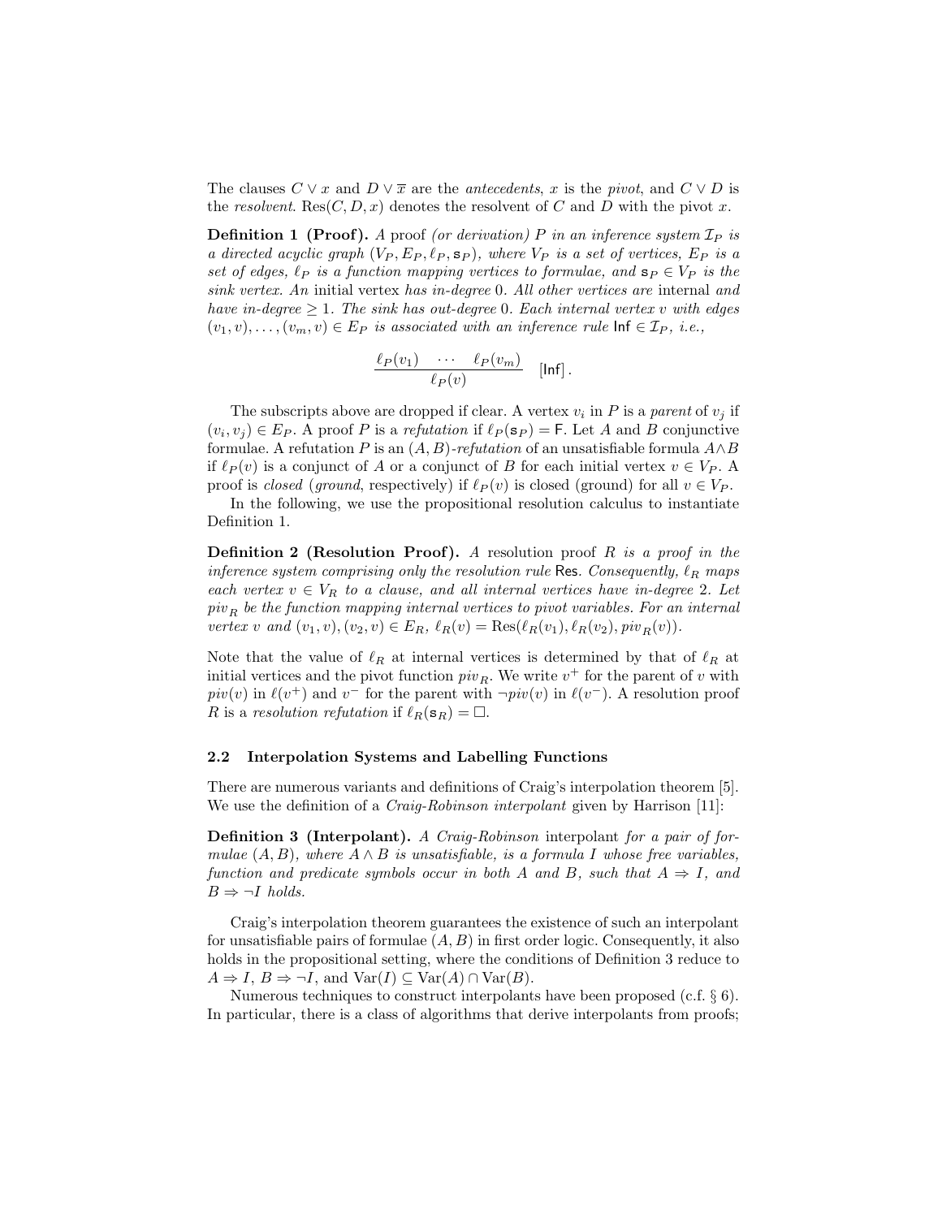The clauses $C \vee x$ and $D \vee \overline{x}$ are the *antecedents*, $x$ is the *pivot*, and $C \vee D$ is the *resolvent*. $\text{Res}(C, D, x)$ denotes the resolvent of $C$ and $D$ with the pivot $x$.

**Definition 1 (Proof).** *A* proof *(or derivation) $P$ in an inference system $\mathcal{I}_P$ is a directed acyclic graph $(V_P, E_P, \ell_P, \mathsf{s}_P)$, where $V_P$ is a set of vertices, $E_P$ is a set of edges, $\ell_P$ is a function mapping vertices to formulae, and $\mathsf{s}_P \in V_P$ is the sink vertex. An* initial vertex *has in-degree 0. All other vertices are* internal *and have in-degree $\geq 1$. The sink has out-degree 0. Each internal vertex $v$ with edges $(v_1, v), \ldots, (v_m, v) \in E_P$ is associated with an inference rule $\mathsf{Inf} \in \mathcal{I}_P$, i.e.,*

$$\frac{\ell_P(v_1) \quad \cdots \quad \ell_P(v_m)}{\ell_P(v)} \quad [\mathsf{Inf}]\,.$$

The subscripts above are dropped if clear. A vertex $v_i$ in $P$ is a *parent* of $v_j$ if $(v_i, v_j) \in E_P$. A proof $P$ is a *refutation* if $\ell_P(\mathsf{s}_P) = \mathsf{F}$. Let $A$ and $B$ conjunctive formulae. A refutation $P$ is an *$(A, B)$-refutation* of an unsatisfiable formula $A \wedge B$ if $\ell_P(v)$ is a conjunct of $A$ or a conjunct of $B$ for each initial vertex $v \in V_P$. A proof is *closed* (*ground*, respectively) if $\ell_P(v)$ is closed (ground) for all $v \in V_P$.

In the following, we use the propositional resolution calculus to instantiate Definition 1.

**Definition 2 (Resolution Proof).** *A* resolution proof *$R$ is a proof in the inference system comprising only the resolution rule* $\mathsf{Res}$*. Consequently, $\ell_R$ maps each vertex $v \in V_R$ to a clause, and all internal vertices have in-degree 2. Let $piv_R$ be the function mapping internal vertices to pivot variables. For an internal vertex $v$ and $(v_1, v), (v_2, v) \in E_R$, $\ell_R(v) = \text{Res}(\ell_R(v_1), \ell_R(v_2), piv_R(v))$.*

Note that the value of $\ell_R$ at internal vertices is determined by that of $\ell_R$ at initial vertices and the pivot function $piv_R$. We write $v^+$ for the parent of $v$ with $piv(v)$ in $\ell(v^+)$ and $v^-$ for the parent with $\neg piv(v)$ in $\ell(v^-)$. A resolution proof $R$ is a *resolution refutation* if $\ell_R(\mathsf{s}_R) = \square$.

### 2.2 Interpolation Systems and Labelling Functions

There are numerous variants and definitions of Craig's interpolation theorem [5]. We use the definition of a *Craig-Robinson interpolant* given by Harrison [11]:

**Definition 3 (Interpolant).** *A Craig-Robinson* interpolant *for a pair of formulae $(A, B)$, where $A \wedge B$ is unsatisfiable, is a formula $I$ whose free variables, function and predicate symbols occur in both $A$ and $B$, such that $A \Rightarrow I$, and $B \Rightarrow \neg I$ holds.*

Craig's interpolation theorem guarantees the existence of such an interpolant for unsatisfiable pairs of formulae $(A, B)$ in first order logic. Consequently, it also holds in the propositional setting, where the conditions of Definition 3 reduce to $A \Rightarrow I$, $B \Rightarrow \neg I$, and $\text{Var}(I) \subseteq \text{Var}(A) \cap \text{Var}(B)$.

Numerous techniques to construct interpolants have been proposed (c.f. § 6). In particular, there is a class of algorithms that derive interpolants from proofs;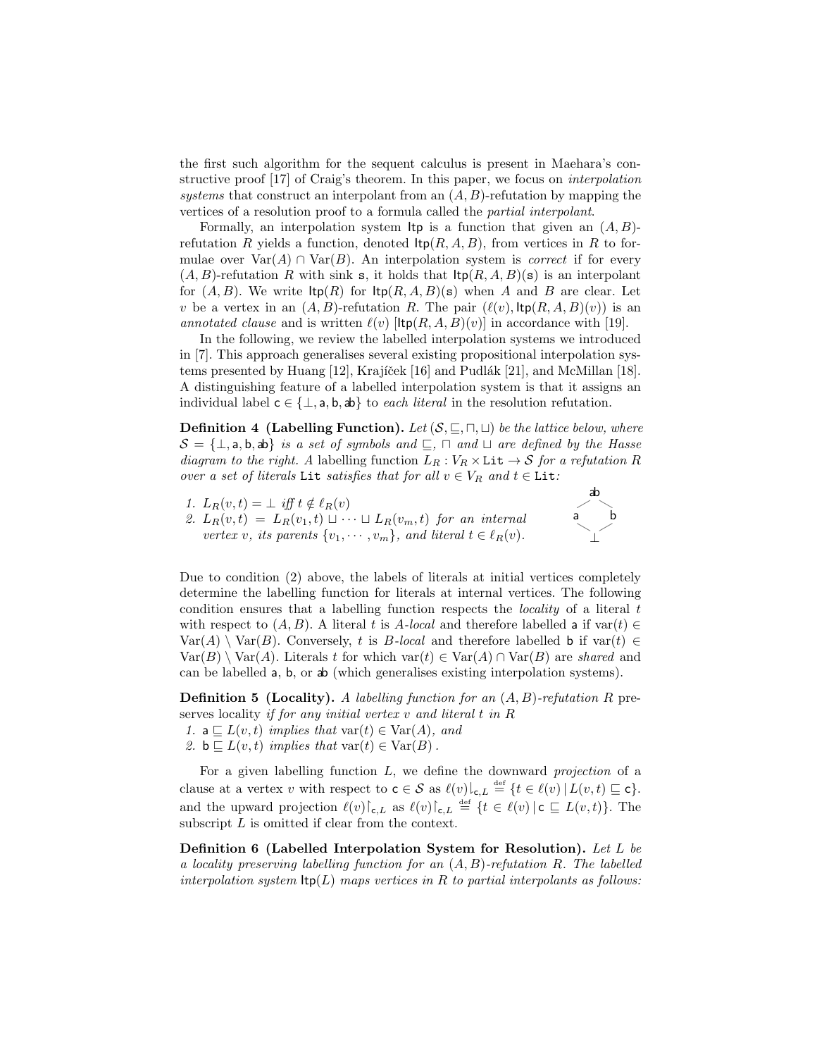the first such algorithm for the sequent calculus is present in Maehara's constructive proof [17] of Craig's theorem. In this paper, we focus on *interpolation systems* that construct an interpolant from an $(A, B)$-refutation by mapping the vertices of a resolution proof to a formula called the *partial interpolant*.

Formally, an interpolation system $\mathsf{Itp}$ is a function that given an $(A, B)$-refutation $R$ yields a function, denoted $\mathsf{Itp}(R, A, B)$, from vertices in $R$ to formulae over $\mathrm{Var}(A) \cap \mathrm{Var}(B)$. An interpolation system is *correct* if for every $(A, B)$-refutation $R$ with sink $\mathtt{s}$, it holds that $\mathsf{Itp}(R, A, B)(\mathtt{s})$ is an interpolant for $(A, B)$. We write $\mathsf{Itp}(R)$ for $\mathsf{Itp}(R, A, B)(\mathtt{s})$ when $A$ and $B$ are clear. Let $v$ be a vertex in an $(A, B)$-refutation $R$. The pair $(\ell(v), \mathsf{Itp}(R, A, B)(v))$ is an *annotated clause* and is written $\ell(v)$ $[\mathsf{Itp}(R, A, B)(v)]$ in accordance with [19].

In the following, we review the labelled interpolation systems we introduced in [7]. This approach generalises several existing propositional interpolation systems presented by Huang [12], Krajíček [16] and Pudlák [21], and McMillan [18]. A distinguishing feature of a labelled interpolation system is that it assigns an individual label $\mathsf{c} \in \{\bot, \mathsf{a}, \mathsf{b}, \mathsf{ab}\}$ to *each literal* in the resolution refutation.

**Definition 4 (Labelling Function).** *Let $(\mathcal{S}, \sqsubseteq, \sqcap, \sqcup)$ be the lattice below, where $\mathcal{S} = \{\bot, \mathsf{a}, \mathsf{b}, \mathsf{ab}\}$ is a set of symbols and $\sqsubseteq$, $\sqcap$ and $\sqcup$ are defined by the Hasse diagram to the right. A* labelling function $L_R : V_R \times \mathtt{Lit} \to \mathcal{S}$ *for a refutation $R$ over a set of literals $\mathtt{Lit}$ satisfies that for all $v \in V_R$ and $t \in \mathtt{Lit}$:*

1. *$L_R(v, t) = \bot$ iff $t \notin \ell_R(v)$*
2. *$L_R(v, t) = L_R(v_1, t) \sqcup \cdots \sqcup L_R(v_m, t)$ for an internal vertex $v$, its parents $\{v_1, \cdots, v_m\}$, and literal $t \in \ell_R(v)$.*

```
    ab
   /  \
  a    b
   \  /
    ⊥
```

Due to condition (2) above, the labels of literals at initial vertices completely determine the labelling function for literals at internal vertices. The following condition ensures that a labelling function respects the *locality* of a literal $t$ with respect to $(A, B)$. A literal $t$ is *A-local* and therefore labelled $\mathsf{a}$ if $\mathrm{var}(t) \in \mathrm{Var}(A) \setminus \mathrm{Var}(B)$. Conversely, $t$ is *B-local* and therefore labelled $\mathsf{b}$ if $\mathrm{var}(t) \in \mathrm{Var}(B) \setminus \mathrm{Var}(A)$. Literals $t$ for which $\mathrm{var}(t) \in \mathrm{Var}(A) \cap \mathrm{Var}(B)$ are *shared* and can be labelled $\mathsf{a}$, $\mathsf{b}$, or $\mathsf{ab}$ (which generalises existing interpolation systems).

**Definition 5 (Locality).** *A labelling function for an $(A, B)$-refutation $R$* preserves locality *if for any initial vertex $v$ and literal $t$ in $R$*

1. *$\mathsf{a} \sqsubseteq L(v, t)$ implies that $\mathrm{var}(t) \in \mathrm{Var}(A)$, and*
2. *$\mathsf{b} \sqsubseteq L(v, t)$ implies that $\mathrm{var}(t) \in \mathrm{Var}(B)$.*

For a given labelling function $L$, we define the downward *projection* of a clause at a vertex $v$ with respect to $\mathsf{c} \in \mathcal{S}$ as $\ell(v)|_{\mathsf{c},L} \stackrel{\text{def}}{=} \{t \in \ell(v) \mid L(v, t) \sqsubseteq \mathsf{c}\}$. and the upward projection $\ell(v)\upharpoonright_{\mathsf{c},L}$ as $\ell(v)\upharpoonright_{\mathsf{c},L} \stackrel{\text{def}}{=} \{t \in \ell(v) \mid \mathsf{c} \sqsubseteq L(v, t)\}$. The subscript $L$ is omitted if clear from the context.

**Definition 6 (Labelled Interpolation System for Resolution).** *Let $L$ be a locality preserving labelling function for an $(A, B)$-refutation $R$. The labelled interpolation system $\mathsf{Itp}(L)$ maps vertices in $R$ to partial interpolants as follows:*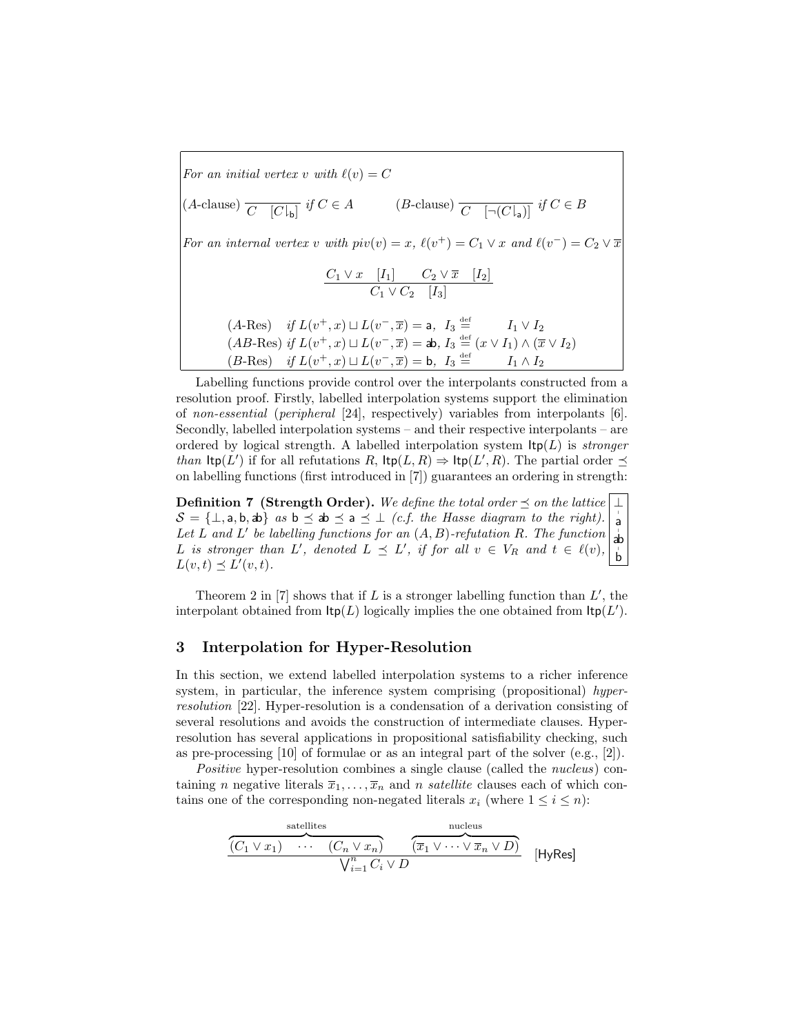*For an initial vertex $v$ with $\ell(v) = C$*

(*A*-clause) $\dfrac{}{C \quad [C\rfloor_{\mathsf{b}}]}$ *if* $C \in A$ (*B*-clause) $\dfrac{}{C \quad [\neg(C\rfloor_{\mathsf{a}})]}$ *if* $C \in B$

*For an internal vertex $v$ with $piv(v) = x$, $\ell(v^+) = C_1 \vee x$ and $\ell(v^-) = C_2 \vee \overline{x}$*

$$\frac{C_1 \vee x \quad [I_1] \qquad C_2 \vee \overline{x} \quad [I_2]}{C_1 \vee C_2 \quad [I_3]}$$

(*A*-Res) *if* $L(v^+, x) \sqcup L(v^-, \overline{x}) = \mathsf{a}$, $I_3 \stackrel{\text{def}}{=} I_1 \vee I_2$

(*AB*-Res) *if* $L(v^+, x) \sqcup L(v^-, \overline{x}) = \mathsf{ab}$, $I_3 \stackrel{\text{def}}{=} (x \vee I_1) \wedge (\overline{x} \vee I_2)$

(*B*-Res) *if* $L(v^+, x) \sqcup L(v^-, \overline{x}) = \mathsf{b}$, $I_3 \stackrel{\text{def}}{=} I_1 \wedge I_2$

Labelling functions provide control over the interpolants constructed from a resolution proof. Firstly, labelled interpolation systems support the elimination of *non-essential* (*peripheral* [24], respectively) variables from interpolants [6]. Secondly, labelled interpolation systems – and their respective interpolants – are ordered by logical strength. A labelled interpolation system $\mathsf{Itp}(L)$ is *stronger than* $\mathsf{Itp}(L')$ if for all refutations $R$, $\mathsf{Itp}(L, R) \Rightarrow \mathsf{Itp}(L', R)$. The partial order $\preceq$ on labelling functions (first introduced in [7]) guarantees an ordering in strength:

**Definition 7 (Strength Order).** *We define the total order $\preceq$ on the lattice $\mathcal{S} = \{\bot, \mathsf{a}, \mathsf{b}, \mathsf{ab}\}$ as $\mathsf{b} \preceq \mathsf{ab} \preceq \mathsf{a} \preceq \bot$ (c.f. the Hasse diagram to the right). Let $L$ and $L'$ be labelling functions for an $(A, B)$-refutation $R$. The function $L$ is stronger than $L'$, denoted $L \preceq L'$, if for all $v \in V_R$ and $t \in \ell(v)$, $L(v, t) \preceq L'(v, t)$.*

$\bot$ — $\mathsf{a}$ — $\mathsf{ab}$ — $\mathsf{b}$

Theorem 2 in [7] shows that if $L$ is a stronger labelling function than $L'$, the interpolant obtained from $\mathsf{Itp}(L)$ logically implies the one obtained from $\mathsf{Itp}(L')$.

## 3 Interpolation for Hyper-Resolution

In this section, we extend labelled interpolation systems to a richer inference system, in particular, the inference system comprising (propositional) *hyper-resolution* [22]. Hyper-resolution is a condensation of a derivation consisting of several resolutions and avoids the construction of intermediate clauses. Hyper-resolution has several applications in propositional satisfiability checking, such as pre-processing [10] of formulae or as an integral part of the solver (e.g., [2]).

*Positive* hyper-resolution combines a single clause (called the *nucleus*) containing $n$ negative literals $\overline{x}_1, \ldots, \overline{x}_n$ and $n$ *satellite* clauses each of which contains one of the corresponding non-negated literals $x_i$ (where $1 \leq i \leq n$):

$$\frac{\overbrace{(C_1 \vee x_1) \quad \cdots \quad (C_n \vee x_n)}^{\text{satellites}} \qquad \overbrace{(\overline{x}_1 \vee \cdots \vee \overline{x}_n \vee D)}^{\text{nucleus}}}{\bigvee_{i=1}^{n} C_i \vee D} \quad [\mathsf{HyRes}]$$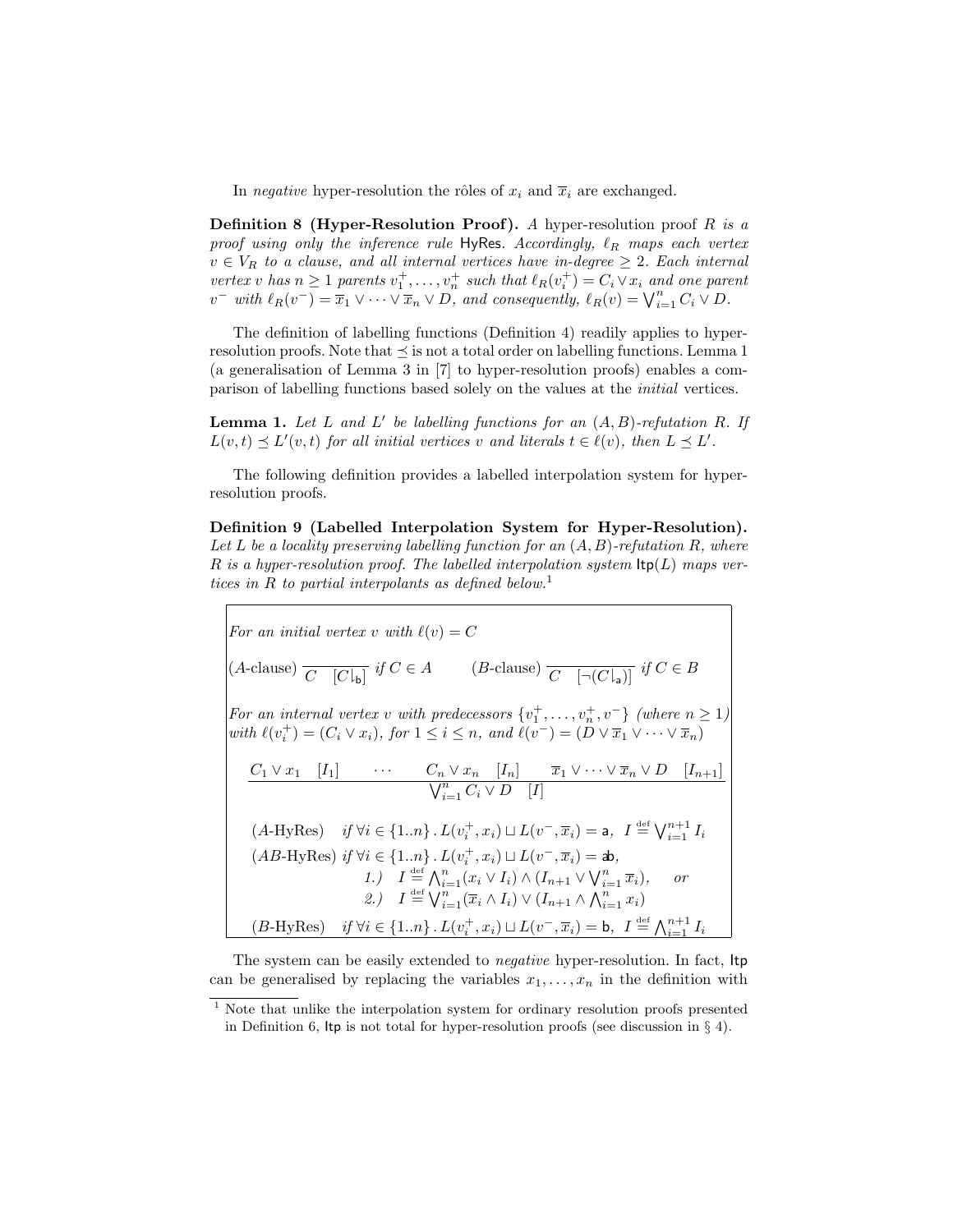In *negative* hyper-resolution the rôles of $x_i$ and $\overline{x}_i$ are exchanged.

**Definition 8 (Hyper-Resolution Proof).** *A hyper-resolution proof $R$ is a proof using only the inference rule* $\mathsf{HyRes}$*. Accordingly, $\ell_R$ maps each vertex $v \in V_R$ to a clause, and all internal vertices have in-degree $\geq 2$. Each internal vertex $v$ has $n \geq 1$ parents $v_1^+, \ldots, v_n^+$ such that $\ell_R(v_i^+) = C_i \vee x_i$ and one parent $v^-$ with $\ell_R(v^-) = \overline{x}_1 \vee \cdots \vee \overline{x}_n \vee D$, and consequently, $\ell_R(v) = \bigvee_{i=1}^n C_i \vee D$.*

The definition of labelling functions (Definition 4) readily applies to hyper-resolution proofs. Note that $\preceq$ is not a total order on labelling functions. Lemma 1 (a generalisation of Lemma 3 in [7] to hyper-resolution proofs) enables a comparison of labelling functions based solely on the values at the *initial* vertices.

**Lemma 1.** *Let $L$ and $L'$ be labelling functions for an $(A, B)$-refutation $R$. If $L(v, t) \preceq L'(v, t)$ for all initial vertices $v$ and literals $t \in \ell(v)$, then $L \preceq L'$.*

The following definition provides a labelled interpolation system for hyper-resolution proofs.

**Definition 9 (Labelled Interpolation System for Hyper-Resolution).** *Let $L$ be a locality preserving labelling function for an $(A, B)$-refutation $R$, where $R$ is a hyper-resolution proof. The labelled interpolation system* $\mathsf{Itp}(L)$ *maps vertices in $R$ to partial interpolants as defined below.*[1]

*For an initial vertex $v$ with $\ell(v) = C$*

$$(A\text{-clause})\ \frac{}{C \quad [C{\restriction}_{\mathsf{b}}]}\ \text{if } C \in A \qquad\qquad (B\text{-clause})\ \frac{}{C \quad [\neg(C{\restriction}_{\mathsf{a}})]}\ \text{if } C \in B$$

*For an internal vertex $v$ with predecessors $\{v_1^+, \ldots, v_n^+, v^-\}$ (where $n \geq 1$) with $\ell(v_i^+) = (C_i \vee x_i)$, for $1 \leq i \leq n$, and $\ell(v^-) = (D \vee \overline{x}_1 \vee \cdots \vee \overline{x}_n)$*

$$\frac{C_1 \vee x_1 \quad [I_1] \qquad \cdots \qquad C_n \vee x_n \quad [I_n] \qquad \overline{x}_1 \vee \cdots \vee \overline{x}_n \vee D \quad [I_{n+1}]}{\bigvee_{i=1}^n C_i \vee D \quad [I]}$$

$(A\text{-HyRes})$ if $\forall i \in \{1..n\} \,.\, L(v_i^+, x_i) \sqcup L(v^-, \overline{x}_i) = \mathsf{a}$, $I \stackrel{\text{def}}{=} \bigvee_{i=1}^{n+1} I_i$

$(AB\text{-HyRes})$ if $\forall i \in \{1..n\} \,.\, L(v_i^+, x_i) \sqcup L(v^-, \overline{x}_i) = \mathsf{ab}$,

1.) $I \stackrel{\text{def}}{=} \bigwedge_{i=1}^n (x_i \vee I_i) \wedge (I_{n+1} \vee \bigvee_{i=1}^n \overline{x}_i)$, or

2.) $I \stackrel{\text{def}}{=} \bigvee_{i=1}^n (\overline{x}_i \wedge I_i) \vee (I_{n+1} \wedge \bigwedge_{i=1}^n x_i)$

$(B\text{-HyRes})$ if $\forall i \in \{1..n\} \,.\, L(v_i^+, x_i) \sqcup L(v^-, \overline{x}_i) = \mathsf{b}$, $I \stackrel{\text{def}}{=} \bigwedge_{i=1}^{n+1} I_i$

The system can be easily extended to *negative* hyper-resolution. In fact, $\mathsf{Itp}$ can be generalised by replacing the variables $x_1, \ldots, x_n$ in the definition with

[1] Note that unlike the interpolation system for ordinary resolution proofs presented in Definition 6, $\mathsf{Itp}$ is not total for hyper-resolution proofs (see discussion in § 4).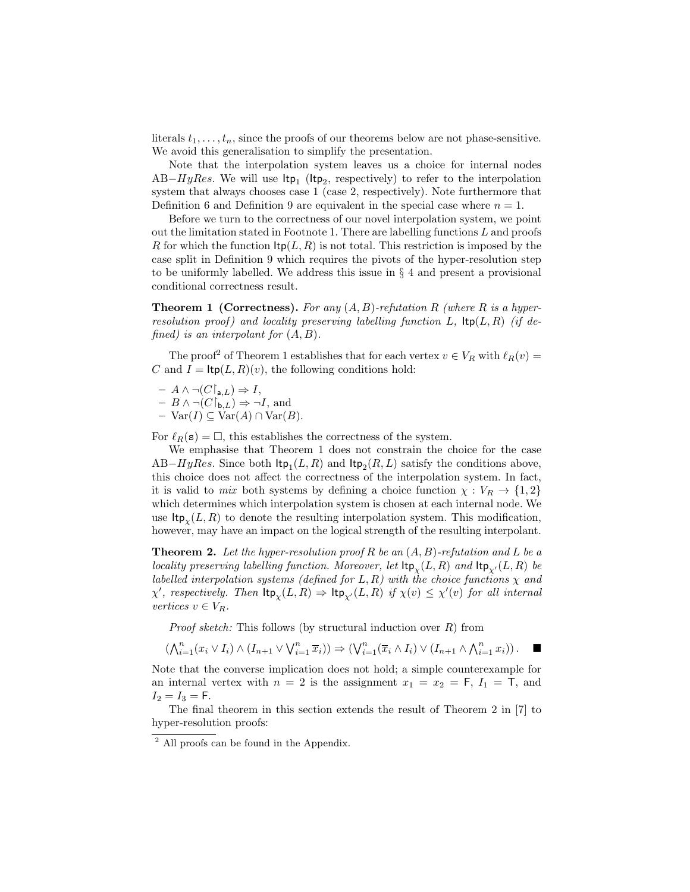literals $t_1, \ldots, t_n$, since the proofs of our theorems below are not phase-sensitive. We avoid this generalisation to simplify the presentation.

Note that the interpolation system leaves us a choice for internal nodes AB$-$*HyRes*. We will use $\mathsf{Itp}_1$ ($\mathsf{Itp}_2$, respectively) to refer to the interpolation system that always chooses case 1 (case 2, respectively). Note furthermore that Definition 6 and Definition 9 are equivalent in the special case where $n = 1$.

Before we turn to the correctness of our novel interpolation system, we point out the limitation stated in Footnote 1. There are labelling functions $L$ and proofs $R$ for which the function $\mathsf{Itp}(L, R)$ is not total. This restriction is imposed by the case split in Definition 9 which requires the pivots of the hyper-resolution step to be uniformly labelled. We address this issue in § 4 and present a provisional conditional correctness result.

**Theorem 1 (Correctness).** *For any $(A, B)$-refutation $R$ (where $R$ is a hyper-resolution proof) and locality preserving labelling function $L$, $\mathsf{Itp}(L, R)$ (if defined) is an interpolant for $(A, B)$.*

The proof[2] of Theorem 1 establishes that for each vertex $v \in V_R$ with $\ell_R(v) = C$ and $I = \mathsf{Itp}(L, R)(v)$, the following conditions hold:

- $A \wedge \neg(C\!\restriction_{\mathsf{a},L}) \Rightarrow I$,
- $B \wedge \neg(C\!\restriction_{\mathsf{b},L}) \Rightarrow \neg I$, and
- $\mathrm{Var}(I) \subseteq \mathrm{Var}(A) \cap \mathrm{Var}(B)$.

For $\ell_R(\mathsf{s}) = \square$, this establishes the correctness of the system.

We emphasise that Theorem 1 does not constrain the choice for the case AB$-$*HyRes*. Since both $\mathsf{Itp}_1(L, R)$ and $\mathsf{Itp}_2(R, L)$ satisfy the conditions above, this choice does not affect the correctness of the interpolation system. In fact, it is valid to *mix* both systems by defining a choice function $\chi : V_R \to \{1, 2\}$ which determines which interpolation system is chosen at each internal node. We use $\mathsf{Itp}_\chi(L, R)$ to denote the resulting interpolation system. This modification, however, may have an impact on the logical strength of the resulting interpolant.

**Theorem 2.** *Let the hyper-resolution proof $R$ be an $(A, B)$-refutation and $L$ be a locality preserving labelling function. Moreover, let $\mathsf{Itp}_\chi(L, R)$ and $\mathsf{Itp}_{\chi'}(L, R)$ be labelled interpolation systems (defined for $L, R$) with the choice functions $\chi$ and $\chi'$, respectively. Then $\mathsf{Itp}_\chi(L, R) \Rightarrow \mathsf{Itp}_{\chi'}(L, R)$ if $\chi(v) \leq \chi'(v)$ for all internal vertices $v \in V_R$.*

*Proof sketch:* This follows (by structural induction over $R$) from

$$\left(\bigwedge_{i=1}^{n}(x_i \vee I_i) \wedge (I_{n+1} \vee \bigvee_{i=1}^{n} \overline{x}_i)\right) \Rightarrow \left(\bigvee_{i=1}^{n}(\overline{x}_i \wedge I_i) \vee (I_{n+1} \wedge \bigwedge_{i=1}^{n} x_i)\right). \quad \blacksquare$$

Note that the converse implication does not hold; a simple counterexample for an internal vertex with $n = 2$ is the assignment $x_1 = x_2 = \mathsf{F}$, $I_1 = \mathsf{T}$, and $I_2 = I_3 = \mathsf{F}$.

The final theorem in this section extends the result of Theorem 2 in [7] to hyper-resolution proofs:

[2] All proofs can be found in the Appendix.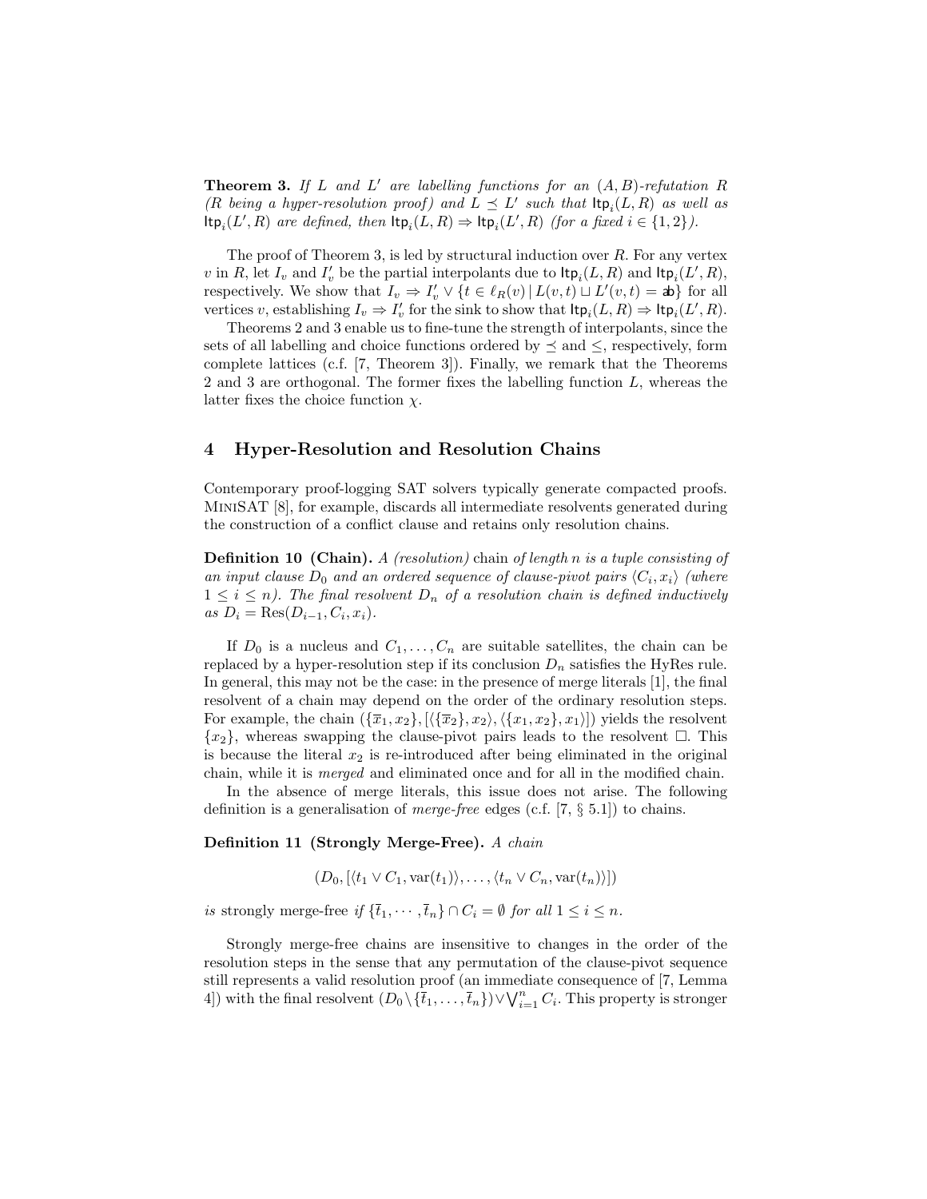**Theorem 3.** *If $L$ and $L'$ are labelling functions for an $(A, B)$-refutation $R$ ($R$ being a hyper-resolution proof) and $L \preceq L'$ such that $\mathsf{Itp}_i(L, R)$ as well as $\mathsf{Itp}_i(L', R)$ are defined, then $\mathsf{Itp}_i(L, R) \Rightarrow \mathsf{Itp}_i(L', R)$ (for a fixed $i \in \{1, 2\}$).*

The proof of Theorem 3, is led by structural induction over $R$. For any vertex $v$ in $R$, let $I_v$ and $I'_v$ be the partial interpolants due to $\mathsf{Itp}_i(L, R)$ and $\mathsf{Itp}_i(L', R)$, respectively. We show that $I_v \Rightarrow I'_v \vee \{t \in \ell_R(v) \mid L(v, t) \sqcup L'(v, t) = \mathsf{ab}\}$ for all vertices $v$, establishing $I_v \Rightarrow I'_v$ for the sink to show that $\mathsf{Itp}_i(L, R) \Rightarrow \mathsf{Itp}_i(L', R)$.

Theorems 2 and 3 enable us to fine-tune the strength of interpolants, since the sets of all labelling and choice functions ordered by $\preceq$ and $\leq$, respectively, form complete lattices (c.f. [7, Theorem 3]). Finally, we remark that the Theorems 2 and 3 are orthogonal. The former fixes the labelling function $L$, whereas the latter fixes the choice function $\chi$.

## 4 Hyper-Resolution and Resolution Chains

Contemporary proof-logging SAT solvers typically generate compacted proofs. MiniSAT [8], for example, discards all intermediate resolvents generated during the construction of a conflict clause and retains only resolution chains.

**Definition 10 (Chain).** *A (resolution)* chain *of length $n$ is a tuple consisting of an input clause $D_0$ and an ordered sequence of clause-pivot pairs $\langle C_i, x_i\rangle$ (where $1 \leq i \leq n$). The final resolvent $D_n$ of a resolution chain is defined inductively as $D_i = \mathrm{Res}(D_{i-1}, C_i, x_i)$.*

If $D_0$ is a nucleus and $C_1, \ldots, C_n$ are suitable satellites, the chain can be replaced by a hyper-resolution step if its conclusion $D_n$ satisfies the HyRes rule. In general, this may not be the case: in the presence of merge literals [1], the final resolvent of a chain may depend on the order of the ordinary resolution steps. For example, the chain $(\{\overline{x}_1, x_2\}, [\langle\{\overline{x}_2\}, x_2\rangle, \langle\{x_1, x_2\}, x_1\rangle])$ yields the resolvent $\{x_2\}$, whereas swapping the clause-pivot pairs leads to the resolvent $\square$. This is because the literal $x_2$ is re-introduced after being eliminated in the original chain, while it is *merged* and eliminated once and for all in the modified chain.

In the absence of merge literals, this issue does not arise. The following definition is a generalisation of *merge-free* edges (c.f. [7, § 5.1]) to chains.

**Definition 11 (Strongly Merge-Free).** *A chain*

$$(D_0, [\langle t_1 \vee C_1, \mathrm{var}(t_1)\rangle, \ldots, \langle t_n \vee C_n, \mathrm{var}(t_n)\rangle])$$

*is* strongly merge-free *if $\{\overline{t}_1, \cdots, \overline{t}_n\} \cap C_i = \emptyset$ for all $1 \leq i \leq n$.*

Strongly merge-free chains are insensitive to changes in the order of the resolution steps in the sense that any permutation of the clause-pivot sequence still represents a valid resolution proof (an immediate consequence of [7, Lemma 4]) with the final resolvent $(D_0 \setminus \{\overline{t}_1, \ldots, \overline{t}_n\}) \vee \bigvee_{i=1}^{n} C_i$. This property is stronger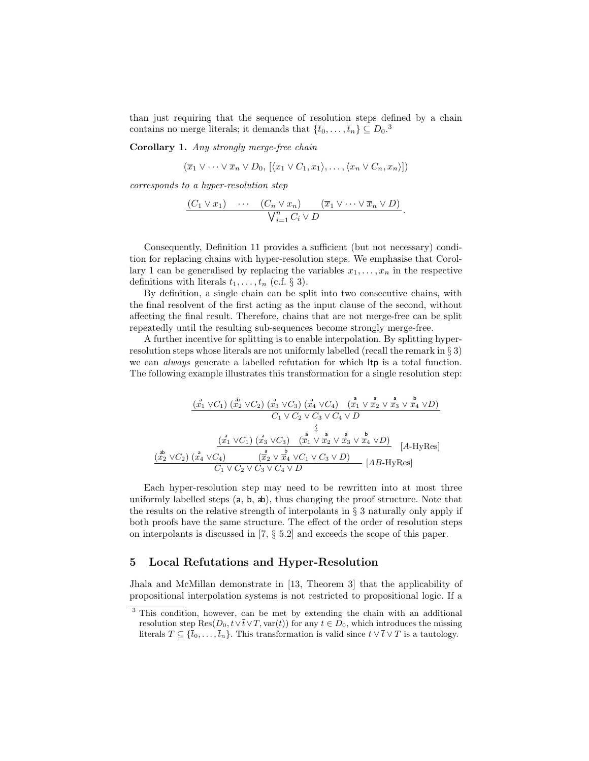than just requiring that the sequence of resolution steps defined by a chain contains no merge literals; it demands that $\{\bar{t}_0, \ldots, \bar{t}_n\} \subseteq D_0$.[3]

**Corollary 1.** *Any strongly merge-free chain*

$$(\overline{x}_1 \vee \cdots \vee \overline{x}_n \vee D_0,\ [\langle x_1 \vee C_1, x_1\rangle, \ldots, \langle x_n \vee C_n, x_n\rangle])$$

*corresponds to a hyper-resolution step*

$$\frac{(C_1 \vee x_1) \quad \cdots \quad (C_n \vee x_n) \qquad (\overline{x}_1 \vee \cdots \vee \overline{x}_n \vee D)}{\bigvee_{i=1}^{n} C_i \vee D}.$$

Consequently, Definition 11 provides a sufficient (but not necessary) condition for replacing chains with hyper-resolution steps. We emphasise that Corollary 1 can be generalised by replacing the variables $x_1, \ldots, x_n$ in the respective definitions with literals $t_1, \ldots, t_n$ (c.f. § 3).

By definition, a single chain can be split into two consecutive chains, with the final resolvent of the first acting as the input clause of the second, without affecting the final result. Therefore, chains that are not merge-free can be split repeatedly until the resulting sub-sequences become strongly merge-free.

A further incentive for splitting is to enable interpolation. By splitting hyper-resolution steps whose literals are not uniformly labelled (recall the remark in § 3) we can *always* generate a labelled refutation for which $\mathsf{Itp}$ is a total function. The following example illustrates this transformation for a single resolution step:

$$\frac{(\overset{\mathsf{a}}{x_1} \vee C_1)\ (\overset{\mathsf{ab}}{x_2} \vee C_2)\ (\overset{\mathsf{a}}{x_3} \vee C_3)\ (\overset{\mathsf{a}}{x_4} \vee C_4) \quad (\overset{\mathsf{a}}{\overline{x}_1} \vee \overset{\mathsf{a}}{\overline{x}_2} \vee \overset{\mathsf{a}}{\overline{x}_3} \vee \overset{\mathsf{b}}{\overline{x}_4} \vee D)}{C_1 \vee C_2 \vee C_3 \vee C_4 \vee D}$$

$$\wr$$

$$\dfrac{(\overset{\mathsf{ab}}{x_2} \vee C_2)\ (\overset{\mathsf{a}}{x_4} \vee C_4) \qquad \dfrac{(\overset{\mathsf{a}}{x_1} \vee C_1)\ (\overset{\mathsf{a}}{x_3} \vee C_3) \quad (\overset{\mathsf{a}}{\overline{x}_1} \vee \overset{\mathsf{a}}{\overline{x}_2} \vee \overset{\mathsf{a}}{\overline{x}_3} \vee \overset{\mathsf{b}}{\overline{x}_4} \vee D)}{(\overset{\mathsf{a}}{\overline{x}_2} \vee \overset{\mathsf{b}}{\overline{x}_4} \vee C_1 \vee C_3 \vee D)}\ [A\text{-HyRes}]}{C_1 \vee C_2 \vee C_3 \vee C_4 \vee D}\ [AB\text{-HyRes}]$$

Each hyper-resolution step may need to be rewritten into at most three uniformly labelled steps ($\mathsf{a}$, $\mathsf{b}$, $\mathsf{ab}$), thus changing the proof structure. Note that the results on the relative strength of interpolants in § 3 naturally only apply if both proofs have the same structure. The effect of the order of resolution steps on interpolants is discussed in [7, § 5.2] and exceeds the scope of this paper.

## 5 Local Refutations and Hyper-Resolution

Jhala and McMillan demonstrate in [13, Theorem 3] that the applicability of propositional interpolation systems is not restricted to propositional logic. If a

---

[3] This condition, however, can be met by extending the chain with an additional resolution step $\mathrm{Res}(D_0, t \vee \bar{t} \vee T, \mathrm{var}(t))$ for any $t \in D_0$, which introduces the missing literals $T \subseteq \{\bar{t}_0, \ldots, \bar{t}_n\}$. This transformation is valid since $t \vee \bar{t} \vee T$ is a tautology.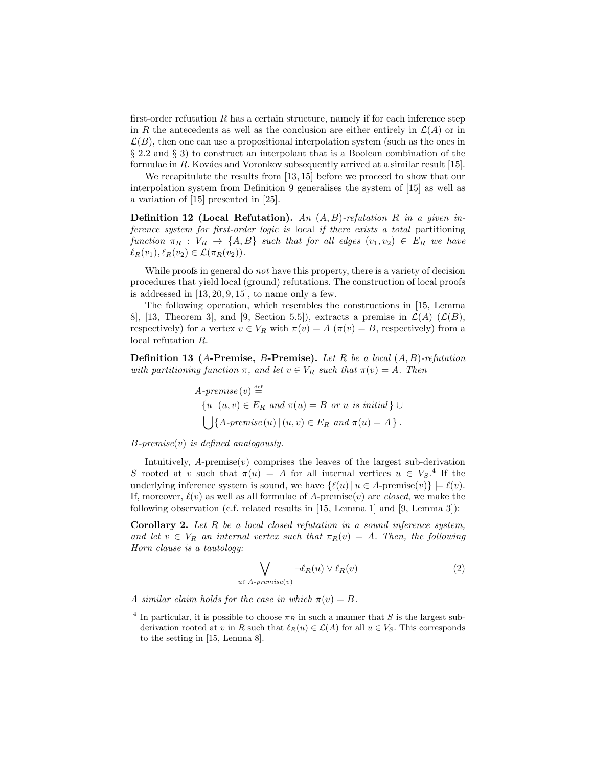first-order refutation $R$ has a certain structure, namely if for each inference step in $R$ the antecedents as well as the conclusion are either entirely in $\mathcal{L}(A)$ or in $\mathcal{L}(B)$, then one can use a propositional interpolation system (such as the ones in § 2.2 and § 3) to construct an interpolant that is a Boolean combination of the formulae in $R$. Kovács and Voronkov subsequently arrived at a similar result [15].

We recapitulate the results from [13, 15] before we proceed to show that our interpolation system from Definition 9 generalises the system of [15] as well as a variation of [15] presented in [25].

**Definition 12 (Local Refutation).** *An $(A, B)$-refutation $R$ in a given inference system for first-order logic is* local *if there exists a* total *partitioning function $\pi_R : V_R \to \{A, B\}$ such that for all edges $(v_1, v_2) \in E_R$ we have $\ell_R(v_1), \ell_R(v_2) \in \mathcal{L}(\pi_R(v_2))$.*

While proofs in general do *not* have this property, there is a variety of decision procedures that yield local (ground) refutations. The construction of local proofs is addressed in [13, 20, 9, 15], to name only a few.

The following operation, which resembles the constructions in [15, Lemma 8], [13, Theorem 3], and [9, Section 5.5]), extracts a premise in $\mathcal{L}(A)$ ($\mathcal{L}(B)$, respectively) for a vertex $v \in V_R$ with $\pi(v) = A$ ($\pi(v) = B$, respectively) from a local refutation $R$.

**Definition 13 ($A$-Premise, $B$-Premise).** *Let $R$ be a local $(A, B)$-refutation with partitioning function $\pi$, and let $v \in V_R$ such that $\pi(v) = A$. Then*

$$
\begin{aligned}
&A\text{-}premise\,(v) \stackrel{\text{def}}{=} \\
&\quad \{u \,|\, (u, v) \in E_R \text{ and } \pi(u) = B \text{ or } u \text{ is initial}\} \cup \\
&\quad \bigcup \{A\text{-}premise\,(u) \,|\, (u, v) \in E_R \text{ and } \pi(u) = A\}\,.
\end{aligned}
$$

*$B$-premise$(v)$ is defined analogously.*

Intuitively, $A$-premise$(v)$ comprises the leaves of the largest sub-derivation $S$ rooted at $v$ such that $\pi(u) = A$ for all internal vertices $u \in V_S$.[4] If the underlying inference system is sound, we have $\{\ell(u) \,|\, u \in A\text{-premise}(v)\} \models \ell(v)$. If, moreover, $\ell(v)$ as well as all formulae of $A$-premise$(v)$ are *closed*, we make the following observation (c.f. related results in [15, Lemma 1] and [9, Lemma 3]):

**Corollary 2.** *Let $R$ be a local closed refutation in a sound inference system, and let $v \in V_R$ an internal vertex such that $\pi_R(v) = A$. Then, the following Horn clause is a tautology:*

$$
\bigvee_{u \in A\text{-}premise(v)} \neg \ell_R(u) \vee \ell_R(v) \tag{2}
$$

*A similar claim holds for the case in which $\pi(v) = B$.*

---

[4] In particular, it is possible to choose $\pi_R$ in such a manner that $S$ is the largest sub-derivation rooted at $v$ in $R$ such that $\ell_R(u) \in \mathcal{L}(A)$ for all $u \in V_S$. This corresponds to the setting in [15, Lemma 8].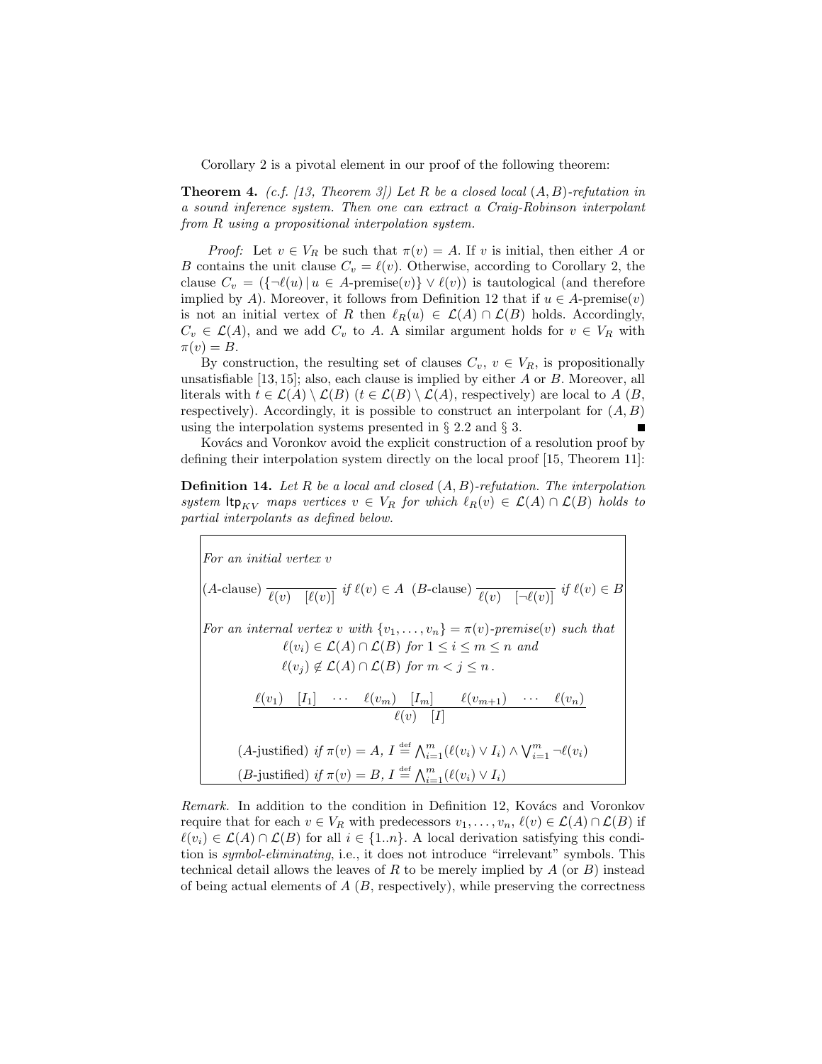Corollary 2 is a pivotal element in our proof of the following theorem:

**Theorem 4.** *(c.f. [13, Theorem 3]) Let $R$ be a closed local $(A, B)$-refutation in a sound inference system. Then one can extract a Craig-Robinson interpolant from $R$ using a propositional interpolation system.*

*Proof:* Let $v \in V_R$ be such that $\pi(v) = A$. If $v$ is initial, then either $A$ or $B$ contains the unit clause $C_v = \ell(v)$. Otherwise, according to Corollary 2, the clause $C_v = (\{\neg\ell(u) \,|\, u \in A\text{-premise}(v)\} \vee \ell(v))$ is tautological (and therefore implied by $A$). Moreover, it follows from Definition 12 that if $u \in A\text{-premise}(v)$ is not an initial vertex of $R$ then $\ell_R(u) \in \mathcal{L}(A) \cap \mathcal{L}(B)$ holds. Accordingly, $C_v \in \mathcal{L}(A)$, and we add $C_v$ to $A$. A similar argument holds for $v \in V_R$ with $\pi(v) = B$.

By construction, the resulting set of clauses $C_v$, $v \in V_R$, is propositionally unsatisfiable [13, 15]; also, each clause is implied by either $A$ or $B$. Moreover, all literals with $t \in \mathcal{L}(A) \setminus \mathcal{L}(B)$ ($t \in \mathcal{L}(B) \setminus \mathcal{L}(A)$, respectively) are local to $A$ ($B$, respectively). Accordingly, it is possible to construct an interpolant for $(A, B)$ using the interpolation systems presented in § 2.2 and § 3. ∎

Kovács and Voronkov avoid the explicit construction of a resolution proof by defining their interpolation system directly on the local proof [15, Theorem 11]:

**Definition 14.** *Let $R$ be a local and closed $(A, B)$-refutation. The interpolation system $\mathsf{Itp}_{KV}$ maps vertices $v \in V_R$ for which $\ell_R(v) \in \mathcal{L}(A) \cap \mathcal{L}(B)$ holds to partial interpolants as defined below.*

*For an initial vertex $v$*

$$(A\text{-clause})\ \frac{}{\ell(v) \quad [\ell(v)]}\ \text{if } \ell(v) \in A \qquad (B\text{-clause})\ \frac{}{\ell(v) \quad [\neg\ell(v)]}\ \text{if } \ell(v) \in B$$

*For an internal vertex $v$ with $\{v_1, \ldots, v_n\} = \pi(v)\text{-premise}(v)$ such that*
*$\ell(v_i) \in \mathcal{L}(A) \cap \mathcal{L}(B)$ for $1 \leq i \leq m \leq n$ and*
*$\ell(v_j) \notin \mathcal{L}(A) \cap \mathcal{L}(B)$ for $m < j \leq n$.*

$$\frac{\ell(v_1) \quad [I_1] \quad \cdots \quad \ell(v_m) \quad [I_m] \qquad \ell(v_{m+1}) \quad \cdots \quad \ell(v_n)}{\ell(v) \quad [I]}$$

$$(A\text{-justified})\ \text{if } \pi(v) = A,\ I \stackrel{\text{def}}{=} \bigwedge_{i=1}^{m}(\ell(v_i) \vee I_i) \wedge \bigvee_{i=1}^{m} \neg\ell(v_i)$$

$$(B\text{-justified})\ \text{if } \pi(v) = B,\ I \stackrel{\text{def}}{=} \bigwedge_{i=1}^{m}(\ell(v_i) \vee I_i)$$

*Remark.* In addition to the condition in Definition 12, Kovács and Voronkov require that for each $v \in V_R$ with predecessors $v_1, \ldots, v_n$, $\ell(v) \in \mathcal{L}(A) \cap \mathcal{L}(B)$ if $\ell(v_i) \in \mathcal{L}(A) \cap \mathcal{L}(B)$ for all $i \in \{1..n\}$. A local derivation satisfying this condition is *symbol-eliminating*, i.e., it does not introduce "irrelevant" symbols. This technical detail allows the leaves of $R$ to be merely implied by $A$ (or $B$) instead of being actual elements of $A$ ($B$, respectively), while preserving the correctness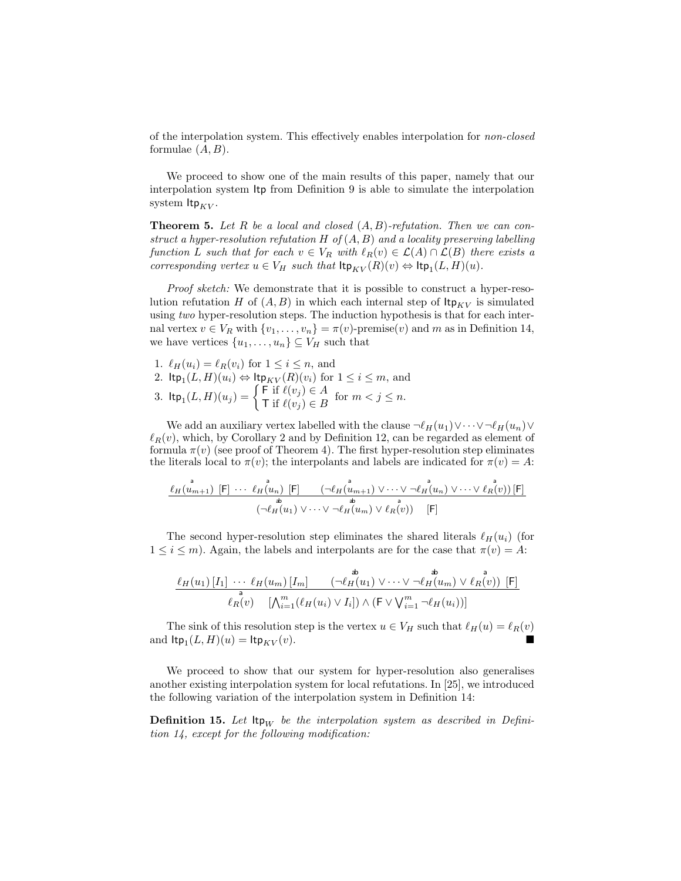of the interpolation system. This effectively enables interpolation for *non-closed* formulae $(A, B)$.

We proceed to show one of the main results of this paper, namely that our interpolation system $\mathsf{Itp}$ from Definition 9 is able to simulate the interpolation system $\mathsf{Itp}_{KV}$.

**Theorem 5.** *Let $R$ be a local and closed $(A, B)$-refutation. Then we can construct a hyper-resolution refutation $H$ of $(A, B)$ and a locality preserving labelling function $L$ such that for each $v \in V_R$ with $\ell_R(v) \in \mathcal{L}(A) \cap \mathcal{L}(B)$ there exists a corresponding vertex $u \in V_H$ such that $\mathsf{Itp}_{KV}(R)(v) \Leftrightarrow \mathsf{Itp}_1(L, H)(u)$.*

*Proof sketch:* We demonstrate that it is possible to construct a hyper-resolution refutation $H$ of $(A, B)$ in which each internal step of $\mathsf{Itp}_{KV}$ is simulated using *two* hyper-resolution steps. The induction hypothesis is that for each internal vertex $v \in V_R$ with $\{v_1, \ldots, v_n\} = \pi(v)$-premise$(v)$ and $m$ as in Definition 14, we have vertices $\{u_1, \ldots, u_n\} \subseteq V_H$ such that

1. $\ell_H(u_i) = \ell_R(v_i)$ for $1 \leq i \leq n$, and
2. $\mathsf{Itp}_1(L, H)(u_i) \Leftrightarrow \mathsf{Itp}_{KV}(R)(v_i)$ for $1 \leq i \leq m$, and
3. $\mathsf{Itp}_1(L, H)(u_j) = \begin{cases} \mathsf{F} \text{ if } \ell(v_j) \in A \\ \mathsf{T} \text{ if } \ell(v_j) \in B \end{cases}$ for $m < j \leq n$.

We add an auxiliary vertex labelled with the clause $\neg\ell_H(u_1) \vee \cdots \vee \neg\ell_H(u_n) \vee \ell_R(v)$, which, by Corollary 2 and by Definition 12, can be regarded as element of formula $\pi(v)$ (see proof of Theorem 4). The first hyper-resolution step eliminates the literals local to $\pi(v)$; the interpolants and labels are indicated for $\pi(v) = A$:

$$\frac{\overset{\mathsf{a}}{\ell_H(u_{m+1})}\ [\mathsf{F}]\ \cdots\ \overset{\mathsf{a}}{\ell_H(u_n)}\ [\mathsf{F}] \qquad (\neg\overset{\mathsf{a}}{\ell_H(u_{m+1})} \vee \cdots \vee \neg\overset{\mathsf{a}}{\ell_H(u_n)} \vee \cdots \vee \overset{\mathsf{a}}{\ell_R(v)})\ [\mathsf{F}]}{(\neg\overset{\mathsf{ab}}{\ell_H(u_1)} \vee \cdots \vee \neg\overset{\mathsf{ab}}{\ell_H(u_m)} \vee \overset{\mathsf{a}}{\ell_R(v)}) \quad [\mathsf{F}]}$$

The second hyper-resolution step eliminates the shared literals $\ell_H(u_i)$ (for $1 \leq i \leq m$). Again, the labels and interpolants are for the case that $\pi(v) = A$:

$$\frac{\ell_H(u_1)\,[I_1]\ \cdots\ \ell_H(u_m)\,[I_m] \qquad (\neg\overset{\mathsf{ab}}{\ell_H(u_1)} \vee \cdots \vee \neg\overset{\mathsf{ab}}{\ell_H(u_m)} \vee \overset{\mathsf{a}}{\ell_R(v)})\ [\mathsf{F}]}{\overset{\mathsf{a}}{\ell_R(v)} \quad [\bigwedge_{i=1}^{m}(\ell_H(u_i) \vee I_i]) \wedge (\mathsf{F} \vee \bigvee_{i=1}^{m} \neg\ell_H(u_i))]}$$

The sink of this resolution step is the vertex $u \in V_H$ such that $\ell_H(u) = \ell_R(v)$ and $\mathsf{Itp}_1(L, H)(u) = \mathsf{Itp}_{KV}(v)$. ∎

We proceed to show that our system for hyper-resolution also generalises another existing interpolation system for local refutations. In [25], we introduced the following variation of the interpolation system in Definition 14:

**Definition 15.** *Let $\mathsf{Itp}_W$ be the interpolation system as described in Definition 14, except for the following modification:*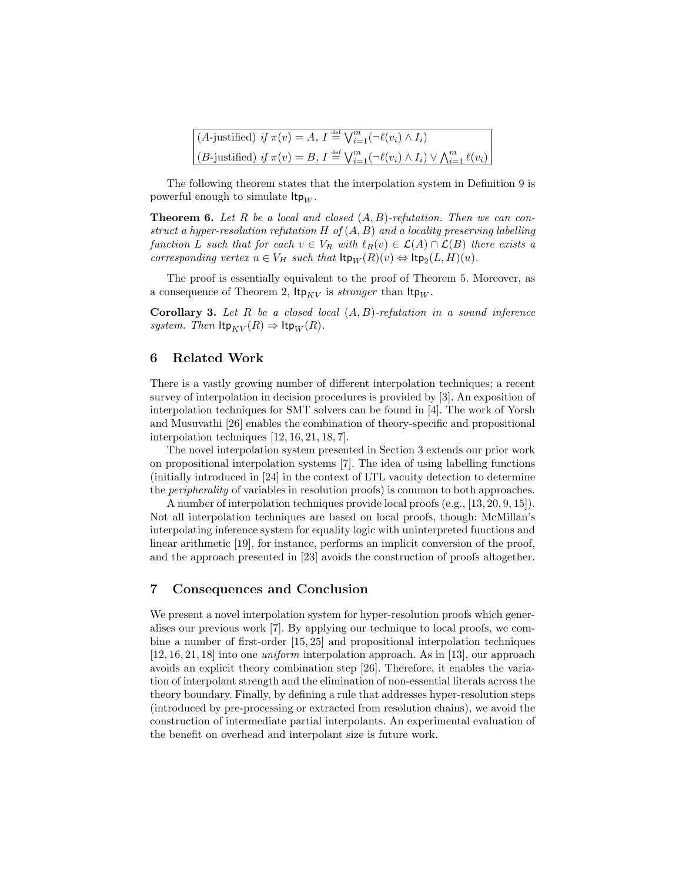| (*A*-justified) *if* $\pi(v) = A$, $I \stackrel{\text{def}}{=} \bigvee_{i=1}^{m}(\neg\ell(v_i) \wedge I_i)$ |
|---|
| (*B*-justified) *if* $\pi(v) = B$, $I \stackrel{\text{def}}{=} \bigvee_{i=1}^{m}(\neg\ell(v_i) \wedge I_i) \vee \bigwedge_{i=1}^{m} \ell(v_i)$ |

The following theorem states that the interpolation system in Definition 9 is powerful enough to simulate $\mathsf{Itp}_W$.

**Theorem 6.** *Let $R$ be a local and closed $(A, B)$-refutation. Then we can construct a hyper-resolution refutation $H$ of $(A, B)$ and a locality preserving labelling function $L$ such that for each $v \in V_R$ with $\ell_R(v) \in \mathcal{L}(A) \cap \mathcal{L}(B)$ there exists a corresponding vertex $u \in V_H$ such that $\mathsf{Itp}_W(R)(v) \Leftrightarrow \mathsf{Itp}_2(L, H)(u)$.*

The proof is essentially equivalent to the proof of Theorem 5. Moreover, as a consequence of Theorem 2, $\mathsf{Itp}_{KV}$ is *stronger* than $\mathsf{Itp}_W$.

**Corollary 3.** *Let $R$ be a closed local $(A, B)$-refutation in a sound inference system. Then $\mathsf{Itp}_{KV}(R) \Rightarrow \mathsf{Itp}_W(R)$.*

## 6 Related Work

There is a vastly growing number of different interpolation techniques; a recent survey of interpolation in decision procedures is provided by [3]. An exposition of interpolation techniques for SMT solvers can be found in [4]. The work of Yorsh and Musuvathi [26] enables the combination of theory-specific and propositional interpolation techniques [12, 16, 21, 18, 7].

The novel interpolation system presented in Section 3 extends our prior work on propositional interpolation systems [7]. The idea of using labelling functions (initially introduced in [24] in the context of LTL vacuity detection to determine the *peripherality* of variables in resolution proofs) is common to both approaches.

A number of interpolation techniques provide local proofs (e.g., [13, 20, 9, 15]). Not all interpolation techniques are based on local proofs, though: McMillan's interpolating inference system for equality logic with uninterpreted functions and linear arithmetic [19], for instance, performs an implicit conversion of the proof, and the approach presented in [23] avoids the construction of proofs altogether.

## 7 Consequences and Conclusion

We present a novel interpolation system for hyper-resolution proofs which generalises our previous work [7]. By applying our technique to local proofs, we combine a number of first-order [15, 25] and propositional interpolation techniques [12, 16, 21, 18] into one *uniform* interpolation approach. As in [13], our approach avoids an explicit theory combination step [26]. Therefore, it enables the variation of interpolant strength and the elimination of non-essential literals across the theory boundary. Finally, by defining a rule that addresses hyper-resolution steps (introduced by pre-processing or extracted from resolution chains), we avoid the construction of intermediate partial interpolants. An experimental evaluation of the benefit on overhead and interpolant size is future work.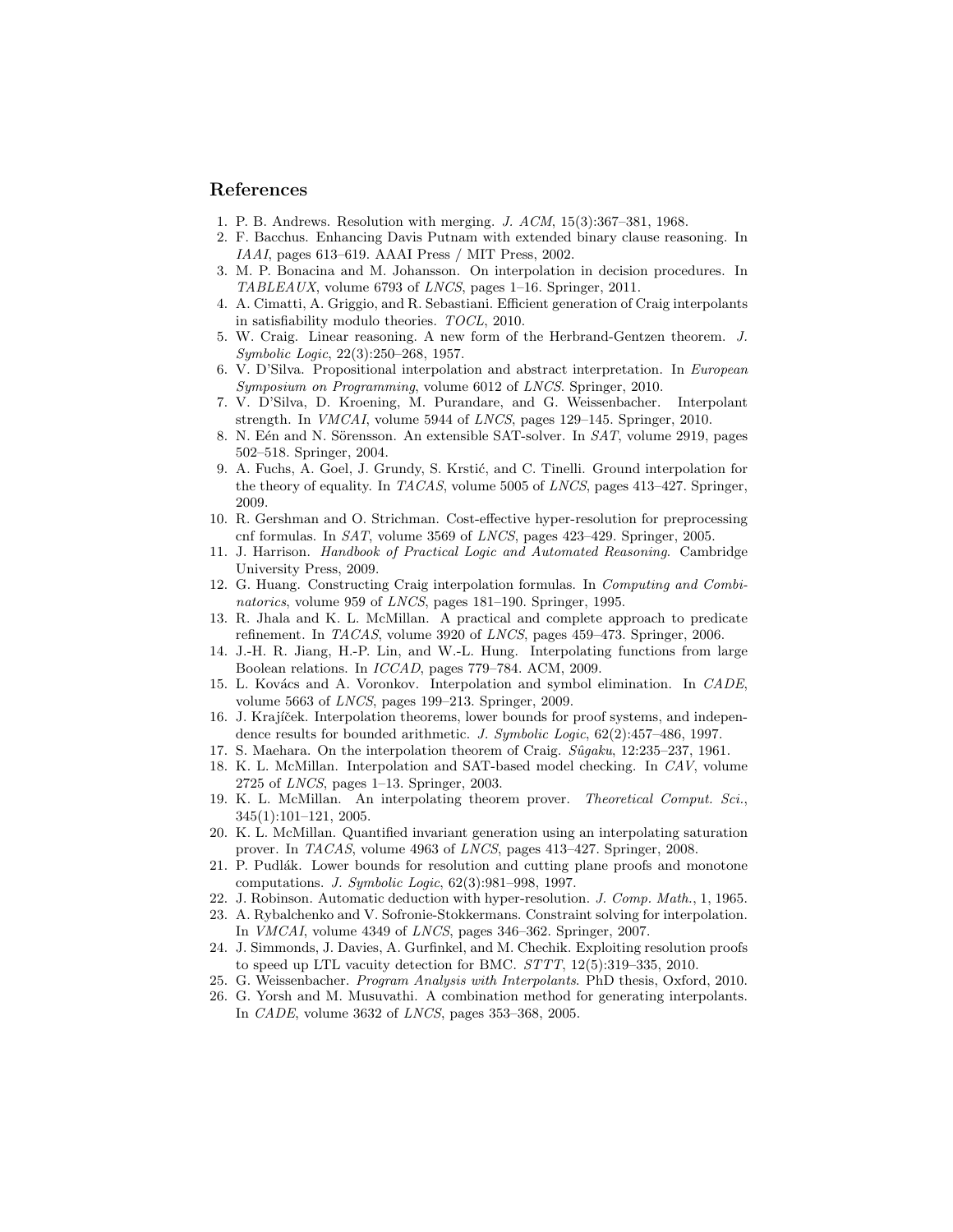## References

1. P. B. Andrews. Resolution with merging. *J. ACM*, 15(3):367–381, 1968.
2. F. Bacchus. Enhancing Davis Putnam with extended binary clause reasoning. In *IAAI*, pages 613–619. AAAI Press / MIT Press, 2002.
3. M. P. Bonacina and M. Johansson. On interpolation in decision procedures. In *TABLEAUX*, volume 6793 of *LNCS*, pages 1–16. Springer, 2011.
4. A. Cimatti, A. Griggio, and R. Sebastiani. Efficient generation of Craig interpolants in satisfiability modulo theories. *TOCL*, 2010.
5. W. Craig. Linear reasoning. A new form of the Herbrand-Gentzen theorem. *J. Symbolic Logic*, 22(3):250–268, 1957.
6. V. D'Silva. Propositional interpolation and abstract interpretation. In *European Symposium on Programming*, volume 6012 of *LNCS*. Springer, 2010.
7. V. D'Silva, D. Kroening, M. Purandare, and G. Weissenbacher. Interpolant strength. In *VMCAI*, volume 5944 of *LNCS*, pages 129–145. Springer, 2010.
8. N. Eén and N. Sörensson. An extensible SAT-solver. In *SAT*, volume 2919, pages 502–518. Springer, 2004.
9. A. Fuchs, A. Goel, J. Grundy, S. Krstić, and C. Tinelli. Ground interpolation for the theory of equality. In *TACAS*, volume 5005 of *LNCS*, pages 413–427. Springer, 2009.
10. R. Gershman and O. Strichman. Cost-effective hyper-resolution for preprocessing cnf formulas. In *SAT*, volume 3569 of *LNCS*, pages 423–429. Springer, 2005.
11. J. Harrison. *Handbook of Practical Logic and Automated Reasoning*. Cambridge University Press, 2009.
12. G. Huang. Constructing Craig interpolation formulas. In *Computing and Combinatorics*, volume 959 of *LNCS*, pages 181–190. Springer, 1995.
13. R. Jhala and K. L. McMillan. A practical and complete approach to predicate refinement. In *TACAS*, volume 3920 of *LNCS*, pages 459–473. Springer, 2006.
14. J.-H. R. Jiang, H.-P. Lin, and W.-L. Hung. Interpolating functions from large Boolean relations. In *ICCAD*, pages 779–784. ACM, 2009.
15. L. Kovács and A. Voronkov. Interpolation and symbol elimination. In *CADE*, volume 5663 of *LNCS*, pages 199–213. Springer, 2009.
16. J. Krajíček. Interpolation theorems, lower bounds for proof systems, and independence results for bounded arithmetic. *J. Symbolic Logic*, 62(2):457–486, 1997.
17. S. Maehara. On the interpolation theorem of Craig. *Sûgaku*, 12:235–237, 1961.
18. K. L. McMillan. Interpolation and SAT-based model checking. In *CAV*, volume 2725 of *LNCS*, pages 1–13. Springer, 2003.
19. K. L. McMillan. An interpolating theorem prover. *Theoretical Comput. Sci.*, 345(1):101–121, 2005.
20. K. L. McMillan. Quantified invariant generation using an interpolating saturation prover. In *TACAS*, volume 4963 of *LNCS*, pages 413–427. Springer, 2008.
21. P. Pudlák. Lower bounds for resolution and cutting plane proofs and monotone computations. *J. Symbolic Logic*, 62(3):981–998, 1997.
22. J. Robinson. Automatic deduction with hyper-resolution. *J. Comp. Math.*, 1, 1965.
23. A. Rybalchenko and V. Sofronie-Stokkermans. Constraint solving for interpolation. In *VMCAI*, volume 4349 of *LNCS*, pages 346–362. Springer, 2007.
24. J. Simmonds, J. Davies, A. Gurfinkel, and M. Chechik. Exploiting resolution proofs to speed up LTL vacuity detection for BMC. *STTT*, 12(5):319–335, 2010.
25. G. Weissenbacher. *Program Analysis with Interpolants*. PhD thesis, Oxford, 2010.
26. G. Yorsh and M. Musuvathi. A combination method for generating interpolants. In *CADE*, volume 3632 of *LNCS*, pages 353–368, 2005.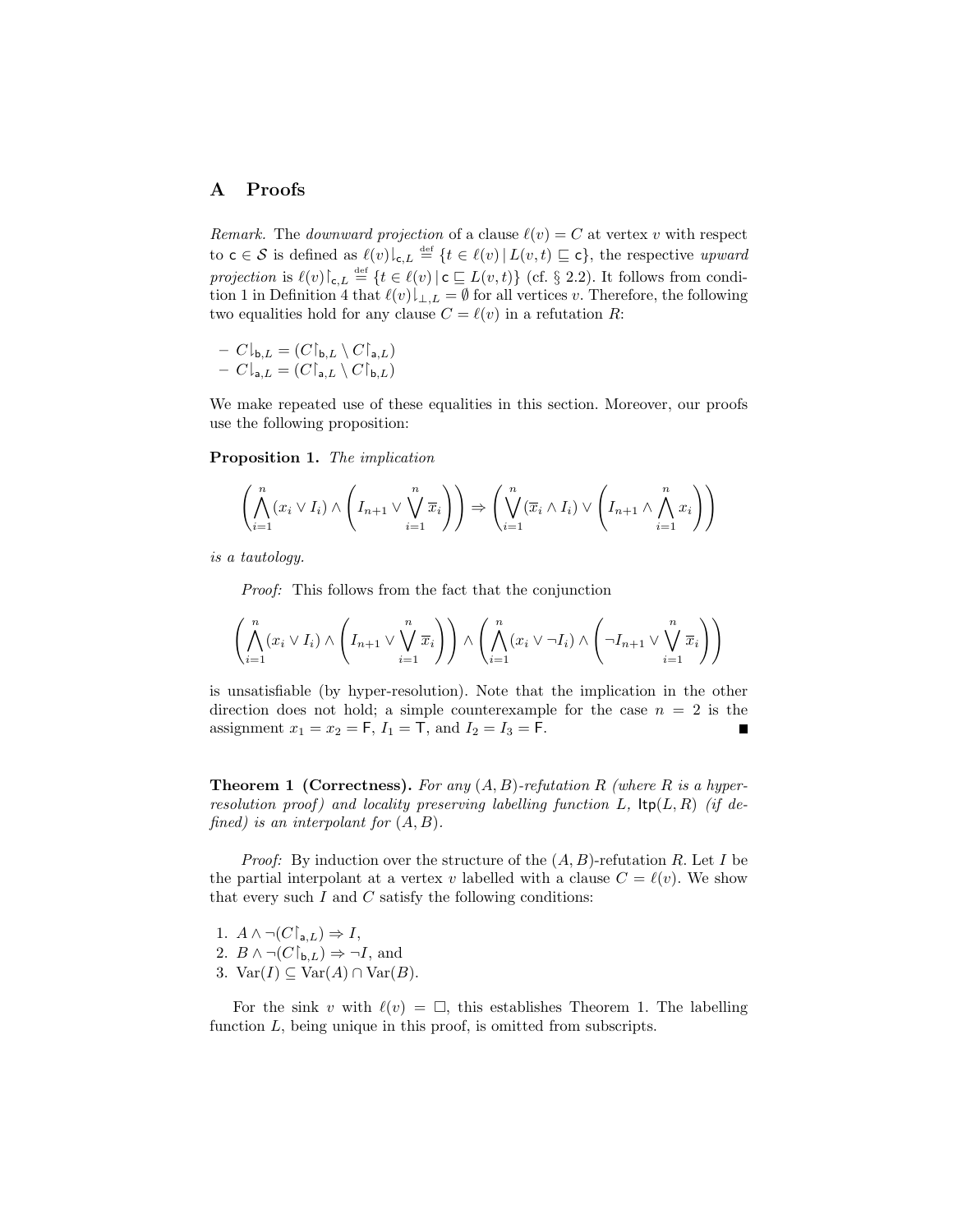## A Proofs

*Remark.* The *downward projection* of a clause $\ell(v) = C$ at vertex $v$ with respect to $\mathsf{c} \in \mathcal{S}$ is defined as $\ell(v)\lfloor_{\mathsf{c},L} \stackrel{\text{def}}{=} \{t \in \ell(v) \mid L(v,t) \sqsubseteq \mathsf{c}\}$, the respective *upward projection* is $\ell(v)\lceil_{\mathsf{c},L} \stackrel{\text{def}}{=} \{t \in \ell(v) \mid \mathsf{c} \sqsubseteq L(v,t)\}$ (cf. § 2.2). It follows from condition 1 in Definition 4 that $\ell(v)\lfloor_{\perp,L} = \emptyset$ for all vertices $v$. Therefore, the following two equalities hold for any clause $C = \ell(v)$ in a refutation $R$:

- $C\lfloor_{\mathsf{b},L} = (C\lceil_{\mathsf{b},L} \setminus C\lceil_{\mathsf{a},L})$
- $C\lfloor_{\mathsf{a},L} = (C\lceil_{\mathsf{a},L} \setminus C\lceil_{\mathsf{b},L})$

We make repeated use of these equalities in this section. Moreover, our proofs use the following proposition:

**Proposition 1.** *The implication*

$$\left(\bigwedge_{i=1}^{n}(x_i \vee I_i) \wedge \left(I_{n+1} \vee \bigvee_{i=1}^{n} \overline{x}_i\right)\right) \Rightarrow \left(\bigvee_{i=1}^{n}(\overline{x}_i \wedge I_i) \vee \left(I_{n+1} \wedge \bigwedge_{i=1}^{n} x_i\right)\right)$$

*is a tautology.*

*Proof:* This follows from the fact that the conjunction

$$\left(\bigwedge_{i=1}^{n}(x_i \vee I_i) \wedge \left(I_{n+1} \vee \bigvee_{i=1}^{n} \overline{x}_i\right)\right) \wedge \left(\bigwedge_{i=1}^{n}(x_i \vee \neg I_i) \wedge \left(\neg I_{n+1} \vee \bigvee_{i=1}^{n} \overline{x}_i\right)\right)$$

is unsatisfiable (by hyper-resolution). Note that the implication in the other direction does not hold; a simple counterexample for the case $n = 2$ is the assignment $x_1 = x_2 = \mathsf{F}$, $I_1 = \mathsf{T}$, and $I_2 = I_3 = \mathsf{F}$. ∎

**Theorem 1 (Correctness).** *For any $(A, B)$-refutation $R$ (where $R$ is a hyper-resolution proof) and locality preserving labelling function $L$, $\mathsf{Itp}(L, R)$ (if defined) is an interpolant for $(A, B)$.*

*Proof:* By induction over the structure of the $(A, B)$-refutation $R$. Let $I$ be the partial interpolant at a vertex $v$ labelled with a clause $C = \ell(v)$. We show that every such $I$ and $C$ satisfy the following conditions:

1. $A \wedge \neg(C\lceil_{\mathsf{a},L}) \Rightarrow I$,
2. $B \wedge \neg(C\lceil_{\mathsf{b},L}) \Rightarrow \neg I$, and
3. $\text{Var}(I) \subseteq \text{Var}(A) \cap \text{Var}(B)$.

For the sink $v$ with $\ell(v) = \square$, this establishes Theorem 1. The labelling function $L$, being unique in this proof, is omitted from subscripts.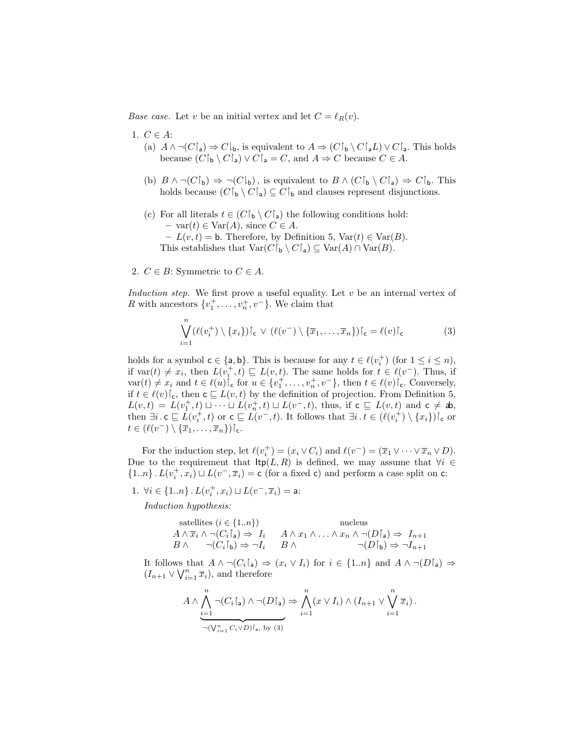*Base case.* Let $v$ be an initial vertex and let $C = \ell_R(v)$.

1. $C \in A$:
   (a) $A \wedge \neg(C{\upharpoonright}_{\mathsf{a}}) \Rightarrow C{\downharpoonleft}_{\mathsf{b}}$, is equivalent to $A \Rightarrow (C{\upharpoonright}_{\mathsf{b}} \setminus C{\upharpoonright}_{\mathsf{a}}L) \vee C{\upharpoonright}_{\mathsf{a}}$. This holds because $(C{\upharpoonright}_{\mathsf{b}} \setminus C{\upharpoonright}_{\mathsf{a}}) \vee C{\upharpoonright}_{\mathsf{a}} = C$, and $A \Rightarrow C$ because $C \in A$.

   (b) $B \wedge \neg(C{\upharpoonright}_{\mathsf{b}}) \Rightarrow \neg(C{\downharpoonleft}_{\mathsf{b}})$, is equivalent to $B \wedge (C{\upharpoonright}_{\mathsf{b}} \setminus C{\upharpoonright}_{\mathsf{a}}) \Rightarrow C{\upharpoonright}_{\mathsf{b}}$. This holds because $(C{\upharpoonright}_{\mathsf{b}} \setminus C{\upharpoonright}_{\mathsf{a}}) \subseteq C{\upharpoonright}_{\mathsf{b}}$ and clauses represent disjunctions.

   (c) For all literals $t \in (C{\upharpoonright}_{\mathsf{b}} \setminus C{\upharpoonright}_{\mathsf{a}})$ the following conditions hold:
   - $\mathrm{var}(t) \in \mathrm{Var}(A)$, since $C \in A$.
   - $L(v,t) = \mathsf{b}$. Therefore, by Definition 5, $\mathrm{Var}(t) \in \mathrm{Var}(B)$.

   This establishes that $\mathrm{Var}(C{\upharpoonright}_{\mathsf{b}} \setminus C{\upharpoonright}_{\mathsf{a}}) \subseteq \mathrm{Var}(A) \cap \mathrm{Var}(B)$.

2. $C \in B$: Symmetric to $C \in A$.

*Induction step.* We first prove a useful equality. Let $v$ be an internal vertex of $R$ with ancestors $\{v_1^+, \ldots, v_n^+, v^-\}$. We claim that

$$\bigvee_{i=1}^{n} (\ell(v_i^+) \setminus \{x_i\}){\upharpoonright}_{\mathsf{c}} \vee (\ell(v^-) \setminus \{\overline{x}_1, \ldots, \overline{x}_n\}){\upharpoonright}_{\mathsf{c}} = \ell(v){\upharpoonright}_{\mathsf{c}} \tag{3}$$

holds for a symbol $\mathsf{c} \in \{\mathsf{a}, \mathsf{b}\}$. This is because for any $t \in \ell(v_i^+)$ (for $1 \leq i \leq n$), if $\mathrm{var}(t) \neq x_i$, then $L(v_i^+, t) \sqsubseteq L(v,t)$. The same holds for $t \in \ell(v^-)$. Thus, if $\mathrm{var}(t) \neq x_i$ and $t \in \ell(u){\upharpoonright}_{\mathsf{c}}$ for $u \in \{v_1^+, \ldots, v_n^+, v^-\}$, then $t \in \ell(v){\upharpoonright}_{\mathsf{c}}$. Conversely, if $t \in \ell(v){\upharpoonright}_{\mathsf{c}}$, then $\mathsf{c} \sqsubseteq L(v,t)$ by the definition of projection. From Definition 5, $L(v,t) = L(v_1^+, t) \sqcup \cdots \sqcup L(v_n^+, t) \sqcup L(v^-, t)$, thus, if $\mathsf{c} \sqsubseteq L(v,t)$ and $\mathsf{c} \neq \mathsf{ab}$, then $\exists i \,.\, \mathsf{c} \sqsubseteq L(v_i^+, t)$ or $\mathsf{c} \sqsubseteq L(v^-, t)$. It follows that $\exists i \,.\, t \in (\ell(v_i^+) \setminus \{x_i\}){\upharpoonright}_{\mathsf{c}}$ or $t \in (\ell(v^-) \setminus \{\overline{x}_1, \ldots, \overline{x}_n\}){\upharpoonright}_{\mathsf{c}}$.

For the induction step, let $\ell(v_i^+) = (x_i \vee C_i)$ and $\ell(v^-) = (\overline{x}_1 \vee \cdots \vee \overline{x}_n \vee D)$. Due to the requirement that $\mathsf{ltp}(L, R)$ is defined, we may assume that $\forall i \in \{1..n\} \,.\, L(v_i^+, x_i) \sqcup L(v^-, \overline{x}_i) = \mathsf{c}$ (for a fixed $\mathsf{c}$) and perform a case split on $\mathsf{c}$:

1. $\forall i \in \{1..n\} \,.\, L(v_i^+, x_i) \sqcup L(v^-, \overline{x}_i) = \mathsf{a}$:

   *Induction hypothesis:*

| satellites ($i \in \{1..n\}$) | nucleus |
|---|---|
| $A \wedge \overline{x}_i \wedge \neg(C_i{\upharpoonright}_{\mathsf{a}}) \Rightarrow I_i$ | $A \wedge x_1 \wedge \ldots \wedge x_n \wedge \neg(D{\upharpoonright}_{\mathsf{a}}) \Rightarrow I_{n+1}$ |
| $B \wedge \neg(C_i{\upharpoonright}_{\mathsf{b}}) \Rightarrow \neg I_i$ | $B \wedge \neg(D{\upharpoonright}_{\mathsf{b}}) \Rightarrow \neg I_{n+1}$ |

   It follows that $A \wedge \neg(C_i{\upharpoonright}_{\mathsf{a}}) \Rightarrow (x_i \vee I_i)$ for $i \in \{1..n\}$ and $A \wedge \neg(D{\upharpoonright}_{\mathsf{a}}) \Rightarrow (I_{n+1} \vee \bigvee_{i=1}^{n} \overline{x}_i)$, and therefore

$$A \wedge \underbrace{\bigwedge_{i=1}^{n} \neg(C_i{\upharpoonright}_{\mathsf{a}}) \wedge \neg(D{\upharpoonright}_{\mathsf{a}})}_{\neg(\bigvee_{i=1}^{n} C_i \vee D){\upharpoonright}_{\mathsf{a}},\text{ by (3)}} \Rightarrow \bigwedge_{i=1}^{n} (x \vee I_i) \wedge (I_{n+1} \vee \bigvee_{i=1}^{n} \overline{x}_i)\,.$$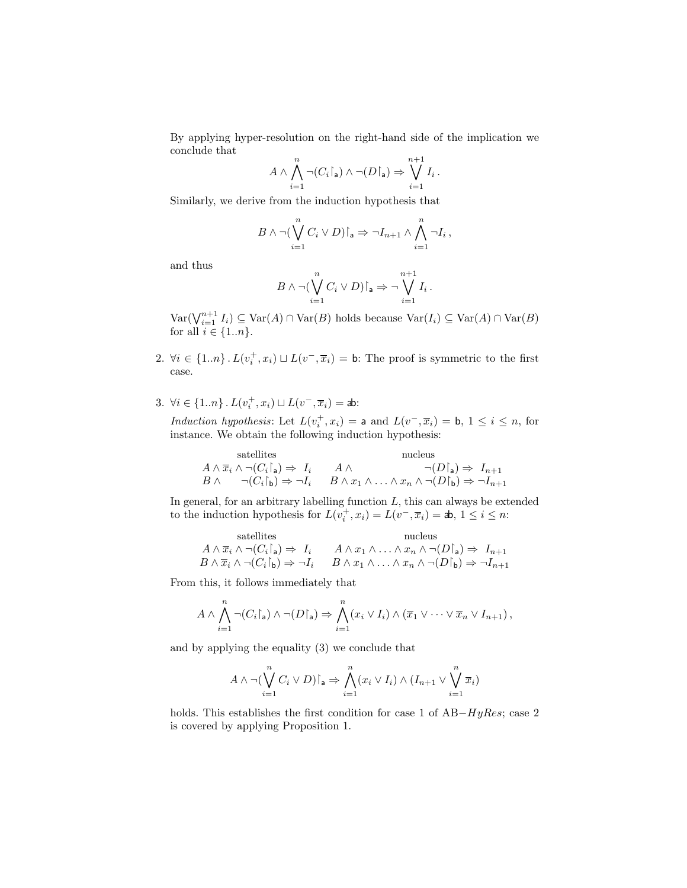By applying hyper-resolution on the right-hand side of the implication we conclude that

$$A \wedge \bigwedge_{i=1}^{n} \neg(C_i{\restriction}_{\mathsf{a}}) \wedge \neg(D{\restriction}_{\mathsf{a}}) \Rightarrow \bigvee_{i=1}^{n+1} I_i \,.$$

Similarly, we derive from the induction hypothesis that

$$B \wedge \neg(\bigvee_{i=1}^{n} C_i \vee D){\restriction}_{\mathsf{a}} \Rightarrow \neg I_{n+1} \wedge \bigwedge_{i=1}^{n} \neg I_i \,,$$

and thus

$$B \wedge \neg(\bigvee_{i=1}^{n} C_i \vee D){\restriction}_{\mathsf{a}} \Rightarrow \neg \bigvee_{i=1}^{n+1} I_i \,.$$

$\mathrm{Var}(\bigvee_{i=1}^{n+1} I_i) \subseteq \mathrm{Var}(A) \cap \mathrm{Var}(B)$ holds because $\mathrm{Var}(I_i) \subseteq \mathrm{Var}(A) \cap \mathrm{Var}(B)$ for all $i \in \{1..n\}$.

2. $\forall i \in \{1..n\} \,.\, L(v_i^+, x_i) \sqcup L(v^-, \overline{x}_i) = \mathsf{b}$: The proof is symmetric to the first case.

3. $\forall i \in \{1..n\} \,.\, L(v_i^+, x_i) \sqcup L(v^-, \overline{x}_i) = \mathsf{ab}$:

   *Induction hypothesis*: Let $L(v_i^+, x_i) = \mathsf{a}$ and $L(v^-, \overline{x}_i) = \mathsf{b}$, $1 \leq i \leq n$, for instance. We obtain the following induction hypothesis:

$$\begin{array}{ll} \text{satellites} & \text{nucleus} \\ A \wedge \overline{x}_i \wedge \neg(C_i{\restriction}_{\mathsf{a}}) \Rightarrow\ I_i & A \wedge \qquad\qquad\qquad\quad \neg(D{\restriction}_{\mathsf{a}}) \Rightarrow\ I_{n+1} \\ B \wedge \qquad \neg(C_i{\restriction}_{\mathsf{b}}) \Rightarrow \neg I_i & B \wedge x_1 \wedge \ldots \wedge x_n \wedge \neg(D{\restriction}_{\mathsf{b}}) \Rightarrow \neg I_{n+1} \end{array}$$

   In general, for an arbitrary labelling function $L$, this can always be extended to the induction hypothesis for $L(v_i^+, x_i) = L(v^-, \overline{x}_i) = \mathsf{ab}$, $1 \leq i \leq n$:

$$\begin{array}{ll} \text{satellites} & \text{nucleus} \\ A \wedge \overline{x}_i \wedge \neg(C_i{\restriction}_{\mathsf{a}}) \Rightarrow\ I_i & A \wedge x_1 \wedge \ldots \wedge x_n \wedge \neg(D{\restriction}_{\mathsf{a}}) \Rightarrow\ I_{n+1} \\ B \wedge \overline{x}_i \wedge \neg(C_i{\restriction}_{\mathsf{b}}) \Rightarrow \neg I_i & B \wedge x_1 \wedge \ldots \wedge x_n \wedge \neg(D{\restriction}_{\mathsf{b}}) \Rightarrow \neg I_{n+1} \end{array}$$

   From this, it follows immediately that

$$A \wedge \bigwedge_{i=1}^{n} \neg(C_i{\restriction}_{\mathsf{a}}) \wedge \neg(D{\restriction}_{\mathsf{a}}) \Rightarrow \bigwedge_{i=1}^{n} (x_i \vee I_i) \wedge (\overline{x}_1 \vee \cdots \vee \overline{x}_n \vee I_{n+1}) \,,$$

   and by applying the equality (3) we conclude that

$$A \wedge \neg(\bigvee_{i=1}^{n} C_i \vee D){\restriction}_{\mathsf{a}} \Rightarrow \bigwedge_{i=1}^{n} (x_i \vee I_i) \wedge (I_{n+1} \vee \bigvee_{i=1}^{n} \overline{x}_i)$$

   holds. This establishes the first condition for case 1 of AB$-$*HyRes*; case 2 is covered by applying Proposition 1.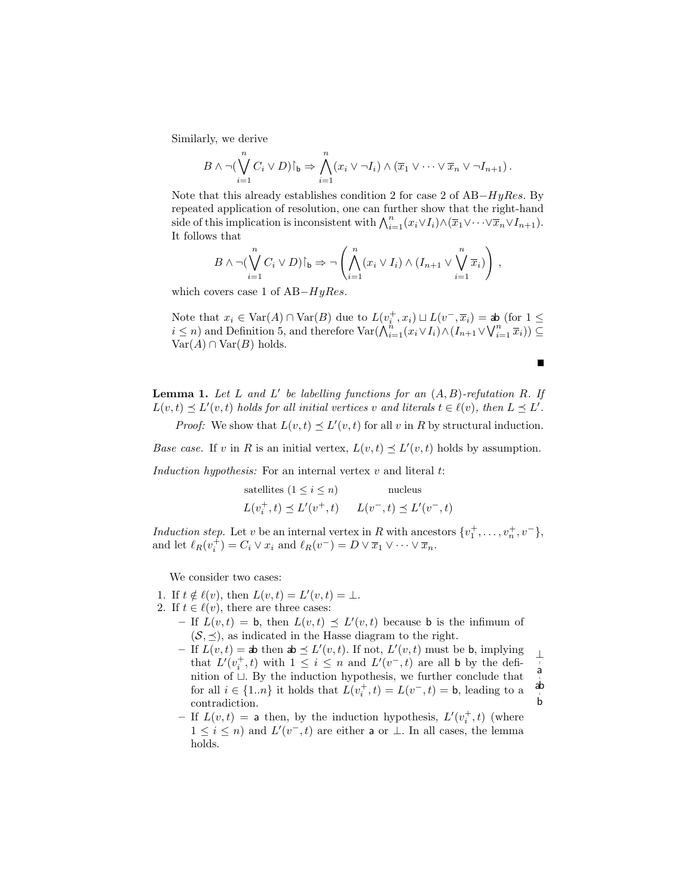Similarly, we derive

$$B \wedge \neg(\bigvee_{i=1}^{n} C_i \vee D)\restriction_{\mathsf{b}} \Rightarrow \bigwedge_{i=1}^{n}(x_i \vee \neg I_i) \wedge (\overline{x}_1 \vee \cdots \vee \overline{x}_n \vee \neg I_{n+1})\,.$$

Note that this already establishes condition 2 for case 2 of AB$-HyRes$. By repeated application of resolution, one can further show that the right-hand side of this implication is inconsistent with $\bigwedge_{i=1}^{n}(x_i \vee I_i) \wedge (\overline{x}_1 \vee \cdots \vee \overline{x}_n \vee I_{n+1})$. It follows that

$$B \wedge \neg(\bigvee_{i=1}^{n} C_i \vee D)\restriction_{\mathsf{b}} \Rightarrow \neg\left(\bigwedge_{i=1}^{n}(x_i \vee I_i) \wedge (I_{n+1} \vee \bigvee_{i=1}^{n} \overline{x}_i)\right)\,,$$

which covers case 1 of AB$-HyRes$.

Note that $x_i \in \mathrm{Var}(A) \cap \mathrm{Var}(B)$ due to $L(v_i^+, x_i) \sqcup L(v^-, \overline{x}_i) = \mathsf{ab}$ (for $1 \leq i \leq n$) and Definition 5, and therefore $\mathrm{Var}(\bigwedge_{i=1}^{n}(x_i \vee I_i) \wedge (I_{n+1} \vee \bigvee_{i=1}^{n} \overline{x}_i)) \subseteq \mathrm{Var}(A) \cap \mathrm{Var}(B)$ holds.

∎

**Lemma 1.** *Let $L$ and $L'$ be labelling functions for an $(A, B)$-refutation $R$. If $L(v, t) \preceq L'(v, t)$ holds for all initial vertices $v$ and literals $t \in \ell(v)$, then $L \preceq L'$.*

*Proof:* We show that $L(v, t) \preceq L'(v, t)$ for all $v$ in $R$ by structural induction.

*Base case.* If $v$ in $R$ is an initial vertex, $L(v, t) \preceq L'(v, t)$ holds by assumption.

*Induction hypothesis:* For an internal vertex $v$ and literal $t$:

| satellites ($1 \leq i \leq n$) | nucleus |
|---|---|
| $L(v_i^+, t) \preceq L'(v^+, t)$ | $L(v^-, t) \preceq L'(v^-, t)$ |

*Induction step.* Let $v$ be an internal vertex in $R$ with ancestors $\{v_1^+, \ldots, v_n^+, v^-\}$, and let $\ell_R(v_i^+) = C_i \vee x_i$ and $\ell_R(v^-) = D \vee \overline{x}_1 \vee \cdots \vee \overline{x}_n$.

We consider two cases:

1. If $t \notin \ell(v)$, then $L(v, t) = L'(v, t) = \bot$.
2. If $t \in \ell(v)$, there are three cases:
   - If $L(v, t) = \mathsf{b}$, then $L(v, t) \preceq L'(v, t)$ because $\mathsf{b}$ is the infimum of $(\mathcal{S}, \preceq)$, as indicated in the Hasse diagram to the right.
   - If $L(v, t) = \mathsf{ab}$ then $\mathsf{ab} \preceq L'(v, t)$. If not, $L'(v, t)$ must be $\mathsf{b}$, implying that $L'(v_i^+, t)$ with $1 \leq i \leq n$ and $L'(v^-, t)$ are all $\mathsf{b}$ by the definition of $\sqcup$. By the induction hypothesis, we further conclude that for all $i \in \{1..n\}$ it holds that $L(v_i^+, t) = L(v^-, t) = \mathsf{b}$, leading to a contradiction.
   - If $L(v, t) = \mathsf{a}$ then, by the induction hypothesis, $L'(v_i^+, t)$ (where $1 \leq i \leq n$) and $L'(v^-, t)$ are either $\mathsf{a}$ or $\bot$. In all cases, the lemma holds.

$\bot$
$\mathsf{a}$
$\mathsf{ab}$
$\mathsf{b}$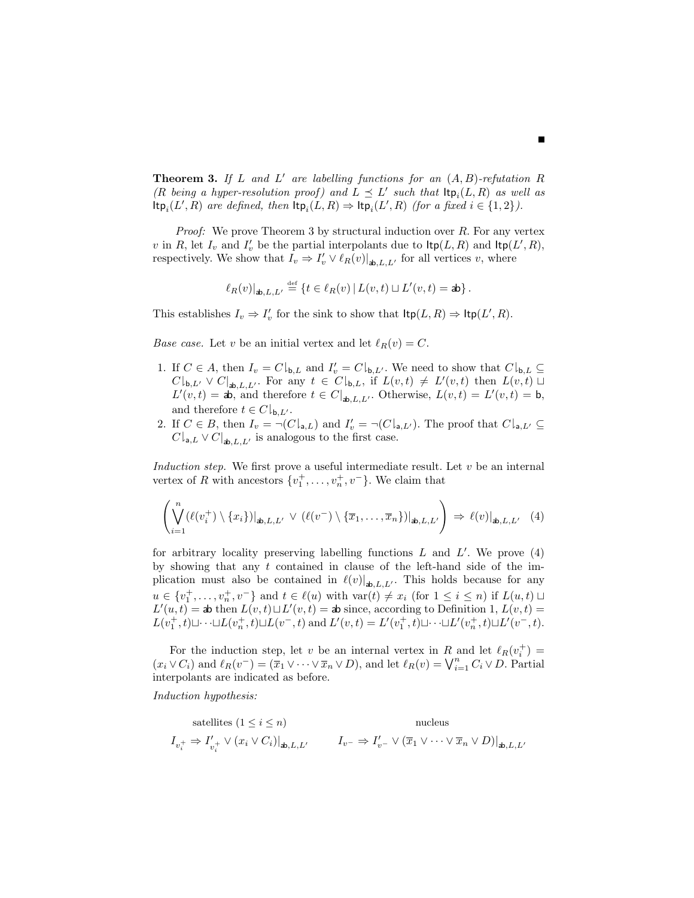■

**Theorem 3.** *If $L$ and $L'$ are labelling functions for an $(A,B)$-refutation $R$ ($R$ being a hyper-resolution proof) and $L \preceq L'$ such that $\mathsf{Itp}_i(L,R)$ as well as $\mathsf{Itp}_i(L',R)$ are defined, then $\mathsf{Itp}_i(L,R) \Rightarrow \mathsf{Itp}_i(L',R)$ (for a fixed $i \in \{1,2\}$).*

*Proof:* We prove Theorem 3 by structural induction over $R$. For any vertex $v$ in $R$, let $I_v$ and $I'_v$ be the partial interpolants due to $\mathsf{Itp}(L,R)$ and $\mathsf{Itp}(L',R)$, respectively. We show that $I_v \Rightarrow I'_v \vee \ell_R(v)|_{\mathsf{ab},L,L'}$ for all vertices $v$, where

$$\ell_R(v)|_{\mathsf{ab},L,L'} \stackrel{\text{def}}{=} \{t \in \ell_R(v) \mid L(v,t) \sqcup L'(v,t) = \mathsf{ab}\}\,.$$

This establishes $I_v \Rightarrow I'_v$ for the sink to show that $\mathsf{Itp}(L,R) \Rightarrow \mathsf{Itp}(L',R)$.

*Base case.* Let $v$ be an initial vertex and let $\ell_R(v) = C$.

1. If $C \in A$, then $I_v = C{\downharpoonright}_{\mathsf{b},L}$ and $I'_v = C{\downharpoonright}_{\mathsf{b},L'}$. We need to show that $C{\downharpoonright}_{\mathsf{b},L} \subseteq C{\downharpoonright}_{\mathsf{b},L'} \vee C|_{\mathsf{ab},L,L'}$. For any $t \in C{\downharpoonright}_{\mathsf{b},L}$, if $L(v,t) \neq L'(v,t)$ then $L(v,t) \sqcup L'(v,t) = \mathsf{ab}$, and therefore $t \in C|_{\mathsf{ab},L,L'}$. Otherwise, $L(v,t) = L'(v,t) = \mathsf{b}$, and therefore $t \in C{\downharpoonright}_{\mathsf{b},L'}$.
2. If $C \in B$, then $I_v = \neg(C{\downharpoonright}_{\mathsf{a},L})$ and $I'_v = \neg(C{\downharpoonright}_{\mathsf{a},L'})$. The proof that $C{\downharpoonright}_{\mathsf{a},L'} \subseteq C{\downharpoonright}_{\mathsf{a},L} \vee C|_{\mathsf{ab},L,L'}$ is analogous to the first case.

*Induction step.* We first prove a useful intermediate result. Let $v$ be an internal vertex of $R$ with ancestors $\{v_1^+,\ldots,v_n^+,v^-\}$. We claim that

$$\left(\bigvee_{i=1}^{n} (\ell(v_i^+) \setminus \{x_i\})|_{\mathsf{ab},L,L'} \;\vee\; (\ell(v^-) \setminus \{\overline{x}_1,\ldots,\overline{x}_n\})|_{\mathsf{ab},L,L'}\right) \;\Rightarrow\; \ell(v)|_{\mathsf{ab},L,L'} \quad (4)$$

for arbitrary locality preserving labelling functions $L$ and $L'$. We prove (4) by showing that any $t$ contained in clause of the left-hand side of the implication must also be contained in $\ell(v)|_{\mathsf{ab},L,L'}$. This holds because for any $u \in \{v_1^+,\ldots,v_n^+,v^-\}$ and $t \in \ell(u)$ with $\mathrm{var}(t) \neq x_i$ (for $1 \leq i \leq n$) if $L(u,t) \sqcup L'(u,t) = \mathsf{ab}$ then $L(v,t) \sqcup L'(v,t) = \mathsf{ab}$ since, according to Definition 1, $L(v,t) = L(v_1^+,t) \sqcup \cdots \sqcup L(v_n^+,t) \sqcup L(v^-,t)$ and $L'(v,t) = L'(v_1^+,t) \sqcup \cdots \sqcup L'(v_n^+,t) \sqcup L'(v^-,t)$.

For the induction step, let $v$ be an internal vertex in $R$ and let $\ell_R(v_i^+) = (x_i \vee C_i)$ and $\ell_R(v^-) = (\overline{x}_1 \vee \cdots \vee \overline{x}_n \vee D)$, and let $\ell_R(v) = \bigvee_{i=1}^{n} C_i \vee D$. Partial interpolants are indicated as before.

*Induction hypothesis:*

| satellites ($1 \leq i \leq n$) | nucleus |
|---|---|
| $I_{v_i^+} \Rightarrow I'_{v_i^+} \vee (x_i \vee C_i)|_{\mathsf{ab},L,L'}$ | $I_{v^-} \Rightarrow I'_{v^-} \vee (\overline{x}_1 \vee \cdots \vee \overline{x}_n \vee D)|_{\mathsf{ab},L,L'}$ |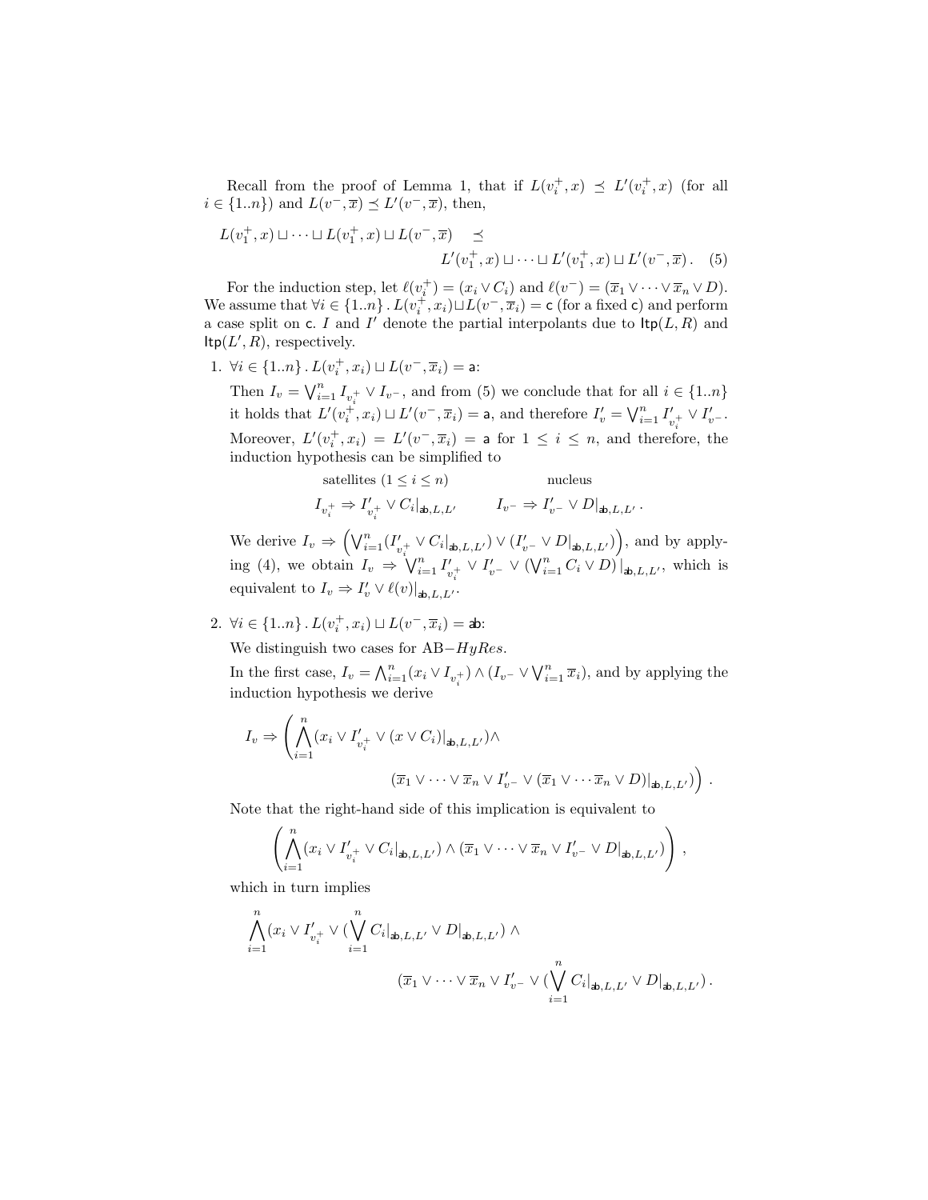Recall from the proof of Lemma 1, that if $L(v_i^+, x) \preceq L'(v_i^+, x)$ (for all $i \in \{1..n\}$) and $L(v^-, \overline{x}) \preceq L'(v^-, \overline{x})$, then,

$$L(v_1^+, x) \sqcup \cdots \sqcup L(v_1^+, x) \sqcup L(v^-, \overline{x}) \quad \preceq \quad L'(v_1^+, x) \sqcup \cdots \sqcup L'(v_1^+, x) \sqcup L'(v^-, \overline{x}) \,. \quad (5)$$

For the induction step, let $\ell(v_i^+) = (x_i \vee C_i)$ and $\ell(v^-) = (\overline{x}_1 \vee \cdots \vee \overline{x}_n \vee D)$. We assume that $\forall i \in \{1..n\} \,.\, L(v_i^+, x_i) \sqcup L(v^-, \overline{x}_i) = \mathsf{c}$ (for a fixed $\mathsf{c}$) and perform a case split on $\mathsf{c}$. $I$ and $I'$ denote the partial interpolants due to $\mathsf{Itp}(L, R)$ and $\mathsf{Itp}(L', R)$, respectively.

1. $\forall i \in \{1..n\} \,.\, L(v_i^+, x_i) \sqcup L(v^-, \overline{x}_i) = \mathsf{a}$:

   Then $I_v = \bigvee_{i=1}^n I_{v_i^+} \vee I_{v^-}$, and from (5) we conclude that for all $i \in \{1..n\}$ it holds that $L'(v_i^+, x_i) \sqcup L'(v^-, \overline{x}_i) = \mathsf{a}$, and therefore $I'_v = \bigvee_{i=1}^n I'_{v_i^+} \vee I'_{v^-}$. Moreover, $L'(v_i^+, x_i) = L'(v^-, \overline{x}_i) = \mathsf{a}$ for $1 \le i \le n$, and therefore, the induction hypothesis can be simplified to

   $$\underset{\text{satellites } (1 \le i \le n)}{I_{v_i^+} \Rightarrow I'_{v_i^+} \vee C_i|_{\mathsf{ab},L,L'}} \qquad \underset{\text{nucleus}}{I_{v^-} \Rightarrow I'_{v^-} \vee D|_{\mathsf{ab},L,L'}} \,.$$

   We derive $I_v \Rightarrow \left(\bigvee_{i=1}^n (I'_{v_i^+} \vee C_i|_{\mathsf{ab},L,L'}) \vee (I'_{v^-} \vee D|_{\mathsf{ab},L,L'})\right)$, and by applying (4), we obtain $I_v \Rightarrow \bigvee_{i=1}^n I'_{v_i^+} \vee I'_{v^-} \vee (\bigvee_{i=1}^n C_i \vee D)\,|_{\mathsf{ab},L,L'}$, which is equivalent to $I_v \Rightarrow I'_v \vee \ell(v)|_{\mathsf{ab},L,L'}$.

2. $\forall i \in \{1..n\} \,.\, L(v_i^+, x_i) \sqcup L(v^-, \overline{x}_i) = \mathsf{ab}$:

   We distinguish two cases for AB$-HyRes$.

   In the first case, $I_v = \bigwedge_{i=1}^n (x_i \vee I_{v_i^+}) \wedge (I_{v^-} \vee \bigvee_{i=1}^n \overline{x}_i)$, and by applying the induction hypothesis we derive

   $$I_v \Rightarrow \left( \bigwedge_{i=1}^n (x_i \vee I'_{v_i^+} \vee (x \vee C_i)|_{\mathsf{ab},L,L'}) \wedge \right.$$
   $$\left. (\overline{x}_1 \vee \cdots \vee \overline{x}_n \vee I'_{v^-} \vee (\overline{x}_1 \vee \cdots \overline{x}_n \vee D)|_{\mathsf{ab},L,L'}) \right) \,.$$

   Note that the right-hand side of this implication is equivalent to

   $$\left( \bigwedge_{i=1}^n (x_i \vee I'_{v_i^+} \vee C_i|_{\mathsf{ab},L,L'}) \wedge (\overline{x}_1 \vee \cdots \vee \overline{x}_n \vee I'_{v^-} \vee D|_{\mathsf{ab},L,L'}) \right) \,,$$

   which in turn implies

   $$\bigwedge_{i=1}^n (x_i \vee I'_{v_i^+} \vee (\bigvee_{i=1}^n C_i|_{\mathsf{ab},L,L'} \vee D|_{\mathsf{ab},L,L'}) \wedge$$
   $$(\overline{x}_1 \vee \cdots \vee \overline{x}_n \vee I'_{v^-} \vee (\bigvee_{i=1}^n C_i|_{\mathsf{ab},L,L'} \vee D|_{\mathsf{ab},L,L'}) \,.$$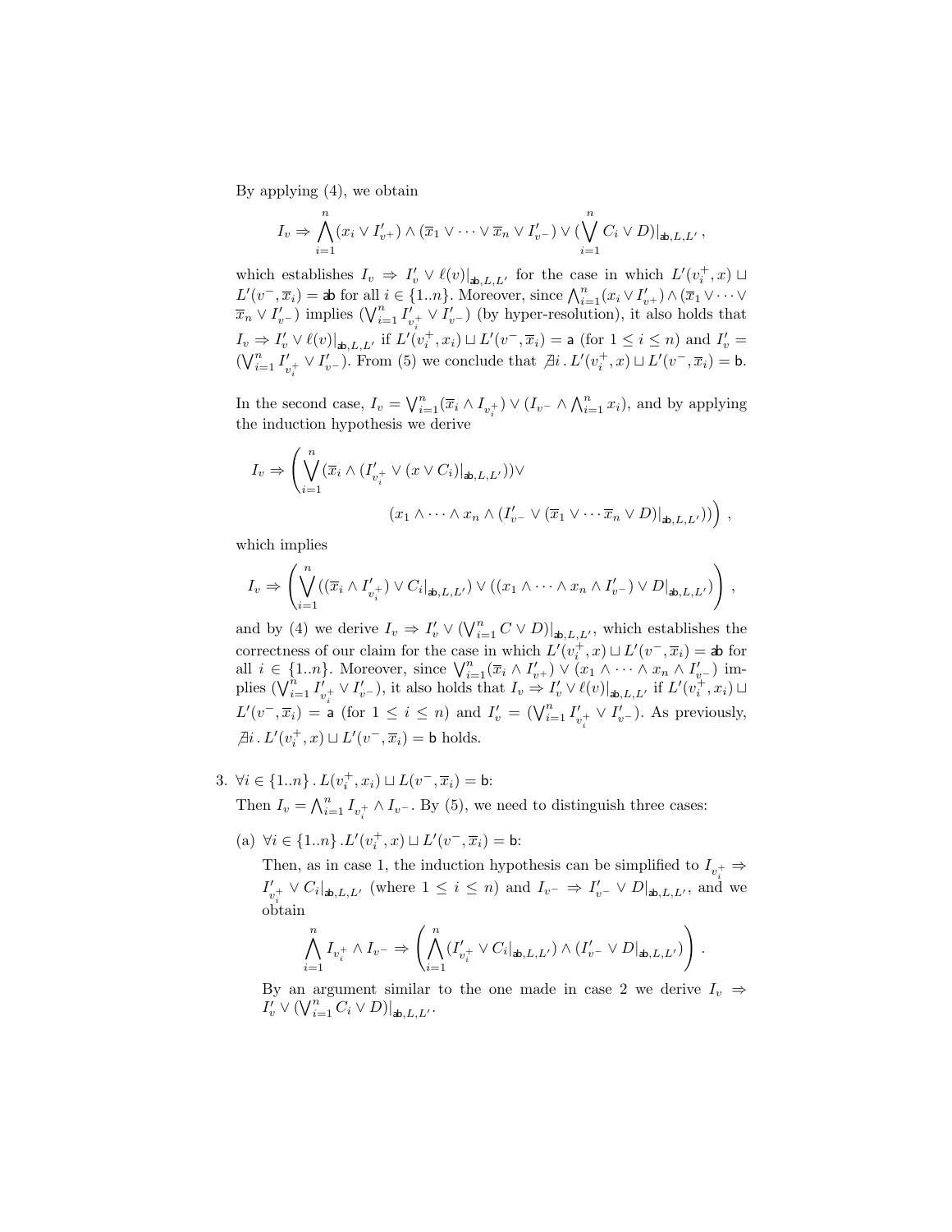By applying (4), we obtain

$$I_v \Rightarrow \bigwedge_{i=1}^{n}(x_i \vee I'_{v^+}) \wedge (\overline{x}_1 \vee \cdots \vee \overline{x}_n \vee I'_{v^-}) \vee (\bigvee_{i=1}^{n} C_i \vee D)|_{\mathsf{ab},L,L'}\,,$$

which establishes $I_v \Rightarrow I'_v \vee \ell(v)|_{\mathsf{ab},L,L'}$ for the case in which $L'(v_i^+,x) \sqcup L'(v^-,\overline{x}_i) = \mathsf{ab}$ for all $i \in \{1..n\}$. Moreover, since $\bigwedge_{i=1}^{n}(x_i \vee I'_{v^+}) \wedge (\overline{x}_1 \vee \cdots \vee \overline{x}_n \vee I'_{v^-})$ implies $(\bigvee_{i=1}^{n} I'_{v_i^+} \vee I'_{v^-})$ (by hyper-resolution), it also holds that $I_v \Rightarrow I'_v \vee \ell(v)|_{\mathsf{ab},L,L'}$ if $L'(v_i^+,x_i) \sqcup L'(v^-,\overline{x}_i) = \mathsf{a}$ (for $1 \le i \le n$) and $I'_v = (\bigvee_{i=1}^{n} I'_{v_i^+} \vee I'_{v^-})$. From (5) we conclude that $\nexists i\,.\,L'(v_i^+,x) \sqcup L'(v^-,\overline{x}_i) = \mathsf{b}$.

In the second case, $I_v = \bigvee_{i=1}^{n}(\overline{x}_i \wedge I_{v_i^+}) \vee (I_{v^-} \wedge \bigwedge_{i=1}^{n} x_i)$, and by applying the induction hypothesis we derive

$$I_v \Rightarrow \left( \bigvee_{i=1}^{n} (\overline{x}_i \wedge (I'_{v_i^+} \vee (x \vee C_i)|_{\mathsf{ab},L,L'}))\vee \right.$$
$$\left. (x_1 \wedge \cdots \wedge x_n \wedge (I'_{v^-} \vee (\overline{x}_1 \vee \cdots \overline{x}_n \vee D)|_{\mathsf{ab},L,L'})) \right)\,,$$

which implies

$$I_v \Rightarrow \left( \bigvee_{i=1}^{n} ((\overline{x}_i \wedge I'_{v_i^+}) \vee C_i|_{\mathsf{ab},L,L'}) \vee ((x_1 \wedge \cdots \wedge x_n \wedge I'_{v^-}) \vee D|_{\mathsf{ab},L,L'}) \right)\,,$$

and by (4) we derive $I_v \Rightarrow I'_v \vee (\bigvee_{i=1}^{n} C \vee D)|_{\mathsf{ab},L,L'}$, which establishes the correctness of our claim for the case in which $L'(v_i^+,x) \sqcup L'(v^-,\overline{x}_i) = \mathsf{ab}$ for all $i \in \{1..n\}$. Moreover, since $\bigvee_{i=1}^{n}(\overline{x}_i \wedge I'_{v^+}) \vee (x_1 \wedge \cdots \wedge x_n \wedge I'_{v^-})$ implies $(\bigvee_{i=1}^{n} I'_{v_i^+} \vee I'_{v^-})$, it also holds that $I_v \Rightarrow I'_v \vee \ell(v)|_{\mathsf{ab},L,L'}$ if $L'(v_i^+,x_i) \sqcup L'(v^-,\overline{x}_i) = \mathsf{a}$ (for $1 \le i \le n$) and $I'_v = (\bigvee_{i=1}^{n} I'_{v_i^+} \vee I'_{v^-})$. As previously, $\nexists i\,.\,L'(v_i^+,x) \sqcup L'(v^-,\overline{x}_i) = \mathsf{b}$ holds.

3. $\forall i \in \{1..n\}\,.\,L(v_i^+,x_i) \sqcup L(v^-,\overline{x}_i) = \mathsf{b}$:
   Then $I_v = \bigwedge_{i=1}^{n} I_{v_i^+} \wedge I_{v^-}$. By (5), we need to distinguish three cases:

   (a) $\forall i \in \{1..n\}\,.L'(v_i^+,x) \sqcup L'(v^-,\overline{x}_i) = \mathsf{b}$:
   Then, as in case 1, the induction hypothesis can be simplified to $I_{v_i^+} \Rightarrow I'_{v_i^+} \vee C_i|_{\mathsf{ab},L,L'}$ (where $1 \le i \le n$) and $I_{v^-} \Rightarrow I'_{v^-} \vee D|_{\mathsf{ab},L,L'}$, and we obtain

   $$\bigwedge_{i=1}^{n} I_{v_i^+} \wedge I_{v^-} \Rightarrow \left( \bigwedge_{i=1}^{n} (I'_{v_i^+} \vee C_i|_{\mathsf{ab},L,L'}) \wedge (I'_{v^-} \vee D|_{\mathsf{ab},L,L'}) \right)\,.$$

   By an argument similar to the one made in case 2 we derive $I_v \Rightarrow I'_v \vee (\bigvee_{i=1}^{n} C_i \vee D)|_{\mathsf{ab},L,L'}$.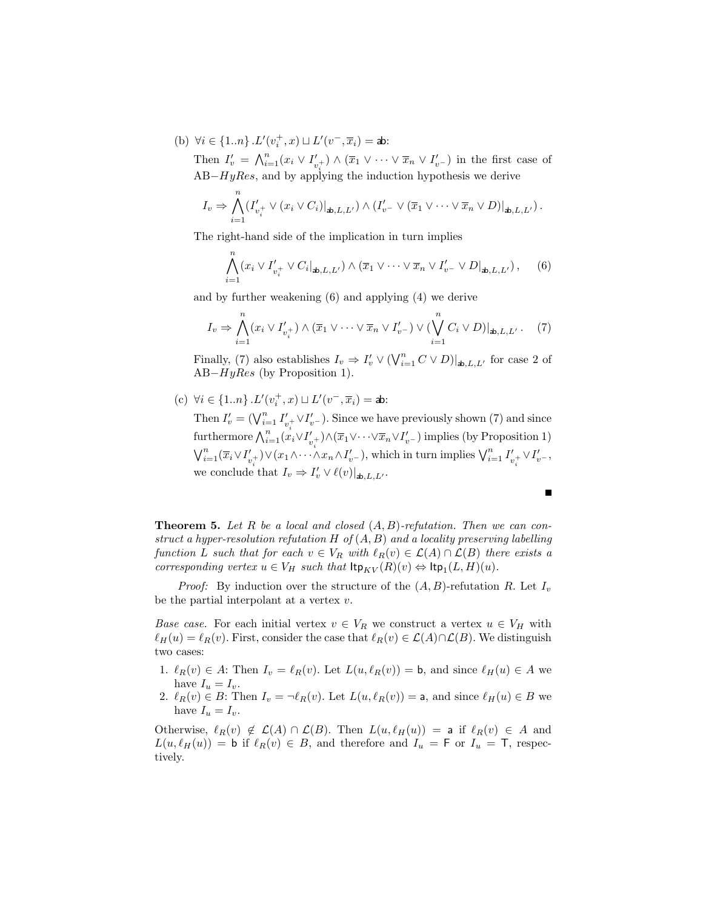(b) $\forall i \in \{1..n\} . L'(v_i^+, x) \sqcup L'(v^-, \overline{x}_i) = \mathsf{ab}$:

Then $I'_v = \bigwedge_{i=1}^n (x_i \vee I'_{v_i^+}) \wedge (\overline{x}_1 \vee \cdots \vee \overline{x}_n \vee I'_{v^-})$ in the first case of AB$-HyRes$, and by applying the induction hypothesis we derive

$$I_v \Rightarrow \bigwedge_{i=1}^n (I'_{v_i^+} \vee (x_i \vee C_i)|_{\mathsf{ab},L,L'}) \wedge (I'_{v^-} \vee (\overline{x}_1 \vee \cdots \vee \overline{x}_n \vee D)|_{\mathsf{ab},L,L'}) .$$

The right-hand side of the implication in turn implies

$$\bigwedge_{i=1}^n (x_i \vee I'_{v_i^+} \vee C_i|_{\mathsf{ab},L,L'}) \wedge (\overline{x}_1 \vee \cdots \vee \overline{x}_n \vee I'_{v^-} \vee D|_{\mathsf{ab},L,L'}) , \quad (6)$$

and by further weakening (6) and applying (4) we derive

$$I_v \Rightarrow \bigwedge_{i=1}^n (x_i \vee I'_{v_i^+}) \wedge (\overline{x}_1 \vee \cdots \vee \overline{x}_n \vee I'_{v^-}) \vee (\bigvee_{i=1}^n C_i \vee D)|_{\mathsf{ab},L,L'} . \quad (7)$$

Finally, (7) also establishes $I_v \Rightarrow I'_v \vee (\bigvee_{i=1}^n C \vee D)|_{\mathsf{ab},L,L'}$ for case 2 of AB$-HyRes$ (by Proposition 1).

(c) $\forall i \in \{1..n\} . L'(v_i^+, x) \sqcup L'(v^-, \overline{x}_i) = \mathsf{ab}$:

Then $I'_v = (\bigvee_{i=1}^n I'_{v_i^+} \vee I'_{v^-})$. Since we have previously shown (7) and since furthermore $\bigwedge_{i=1}^n (x_i \vee I'_{v_i^+}) \wedge (\overline{x}_1 \vee \cdots \vee \overline{x}_n \vee I'_{v^-})$ implies (by Proposition 1) $\bigvee_{i=1}^n (\overline{x}_i \vee I'_{v_i^+}) \vee (x_1 \wedge \cdots \wedge x_n \wedge I'_{v^-})$, which in turn implies $\bigvee_{i=1}^n I'_{v_i^+} \vee I'_{v^-}$, we conclude that $I_v \Rightarrow I'_v \vee \ell(v)|_{\mathsf{ab},L,L'}$.

■

**Theorem 5.** *Let $R$ be a local and closed $(A, B)$-refutation. Then we can construct a hyper-resolution refutation $H$ of $(A, B)$ and a locality preserving labelling function $L$ such that for each $v \in V_R$ with $\ell_R(v) \in \mathcal{L}(A) \cap \mathcal{L}(B)$ there exists a corresponding vertex $u \in V_H$ such that $\mathsf{Itp}_{KV}(R)(v) \Leftrightarrow \mathsf{Itp}_1(L, H)(u)$.*

*Proof:* By induction over the structure of the $(A, B)$-refutation $R$. Let $I_v$ be the partial interpolant at a vertex $v$.

*Base case.* For each initial vertex $v \in V_R$ we construct a vertex $u \in V_H$ with $\ell_H(u) = \ell_R(v)$. First, consider the case that $\ell_R(v) \in \mathcal{L}(A) \cap \mathcal{L}(B)$. We distinguish two cases:

1. $\ell_R(v) \in A$: Then $I_v = \ell_R(v)$. Let $L(u, \ell_R(v)) = \mathsf{b}$, and since $\ell_H(u) \in A$ we have $I_u = I_v$.
2. $\ell_R(v) \in B$: Then $I_v = \neg \ell_R(v)$. Let $L(u, \ell_R(v)) = \mathsf{a}$, and since $\ell_H(u) \in B$ we have $I_u = I_v$.

Otherwise, $\ell_R(v) \notin \mathcal{L}(A) \cap \mathcal{L}(B)$. Then $L(u, \ell_H(u)) = \mathsf{a}$ if $\ell_R(v) \in A$ and $L(u, \ell_H(u)) = \mathsf{b}$ if $\ell_R(v) \in B$, and therefore and $I_u = \mathsf{F}$ or $I_u = \mathsf{T}$, respectively.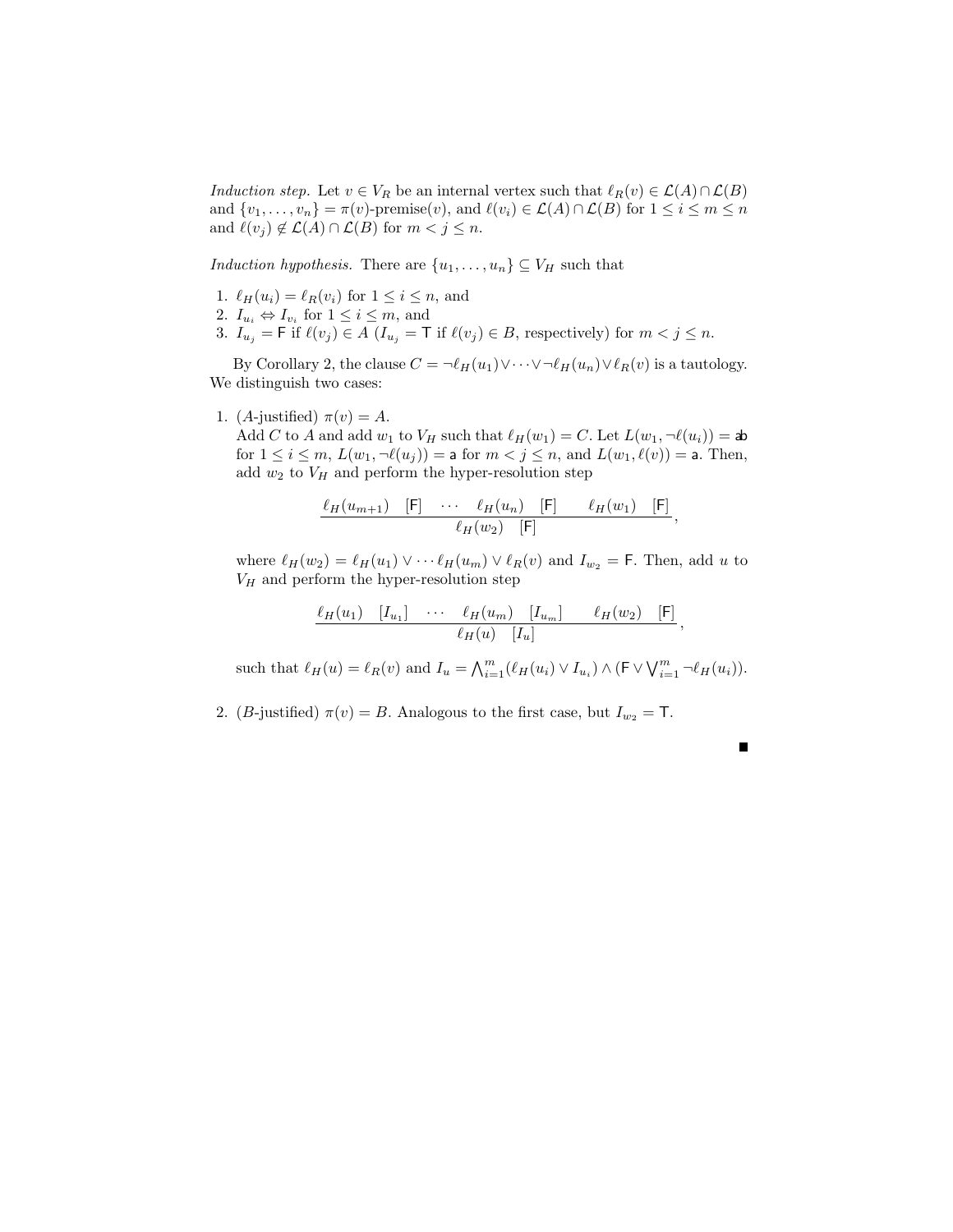*Induction step.* Let $v \in V_R$ be an internal vertex such that $\ell_R(v) \in \mathcal{L}(A) \cap \mathcal{L}(B)$ and $\{v_1, \ldots, v_n\} = \pi(v)\text{-premise}(v)$, and $\ell(v_i) \in \mathcal{L}(A) \cap \mathcal{L}(B)$ for $1 \leq i \leq m \leq n$ and $\ell(v_j) \notin \mathcal{L}(A) \cap \mathcal{L}(B)$ for $m < j \leq n$.

*Induction hypothesis.* There are $\{u_1, \ldots, u_n\} \subseteq V_H$ such that

1. $\ell_H(u_i) = \ell_R(v_i)$ for $1 \leq i \leq n$, and
2. $I_{u_i} \Leftrightarrow I_{v_i}$ for $1 \leq i \leq m$, and
3. $I_{u_j} = \mathsf{F}$ if $\ell(v_j) \in A$ ($I_{u_j} = \mathsf{T}$ if $\ell(v_j) \in B$, respectively) for $m < j \leq n$.

By Corollary 2, the clause $C = \neg\ell_H(u_1) \vee \cdots \vee \neg\ell_H(u_n) \vee \ell_R(v)$ is a tautology. We distinguish two cases:

1. ($A$-justified) $\pi(v) = A$.
   Add $C$ to $A$ and add $w_1$ to $V_H$ such that $\ell_H(w_1) = C$. Let $L(w_1, \neg\ell(u_i)) = \mathsf{ab}$ for $1 \leq i \leq m$, $L(w_1, \neg\ell(u_j)) = \mathsf{a}$ for $m < j \leq n$, and $L(w_1, \ell(v)) = \mathsf{a}$. Then, add $w_2$ to $V_H$ and perform the hyper-resolution step

   $$\frac{\ell_H(u_{m+1}) \quad [\mathsf{F}] \quad \cdots \quad \ell_H(u_n) \quad [\mathsf{F}] \qquad \ell_H(w_1) \quad [\mathsf{F}]}{\ell_H(w_2) \quad [\mathsf{F}]},$$

   where $\ell_H(w_2) = \ell_H(u_1) \vee \cdots \ell_H(u_m) \vee \ell_R(v)$ and $I_{w_2} = \mathsf{F}$. Then, add $u$ to $V_H$ and perform the hyper-resolution step

   $$\frac{\ell_H(u_1) \quad [I_{u_1}] \quad \cdots \quad \ell_H(u_m) \quad [I_{u_m}] \qquad \ell_H(w_2) \quad [\mathsf{F}]}{\ell_H(u) \quad [I_u]},$$

   such that $\ell_H(u) = \ell_R(v)$ and $I_u = \bigwedge_{i=1}^{m}(\ell_H(u_i) \vee I_{u_i}) \wedge (\mathsf{F} \vee \bigvee_{i=1}^{m} \neg\ell_H(u_i))$.

2. ($B$-justified) $\pi(v) = B$. Analogous to the first case, but $I_{w_2} = \mathsf{T}$.

■